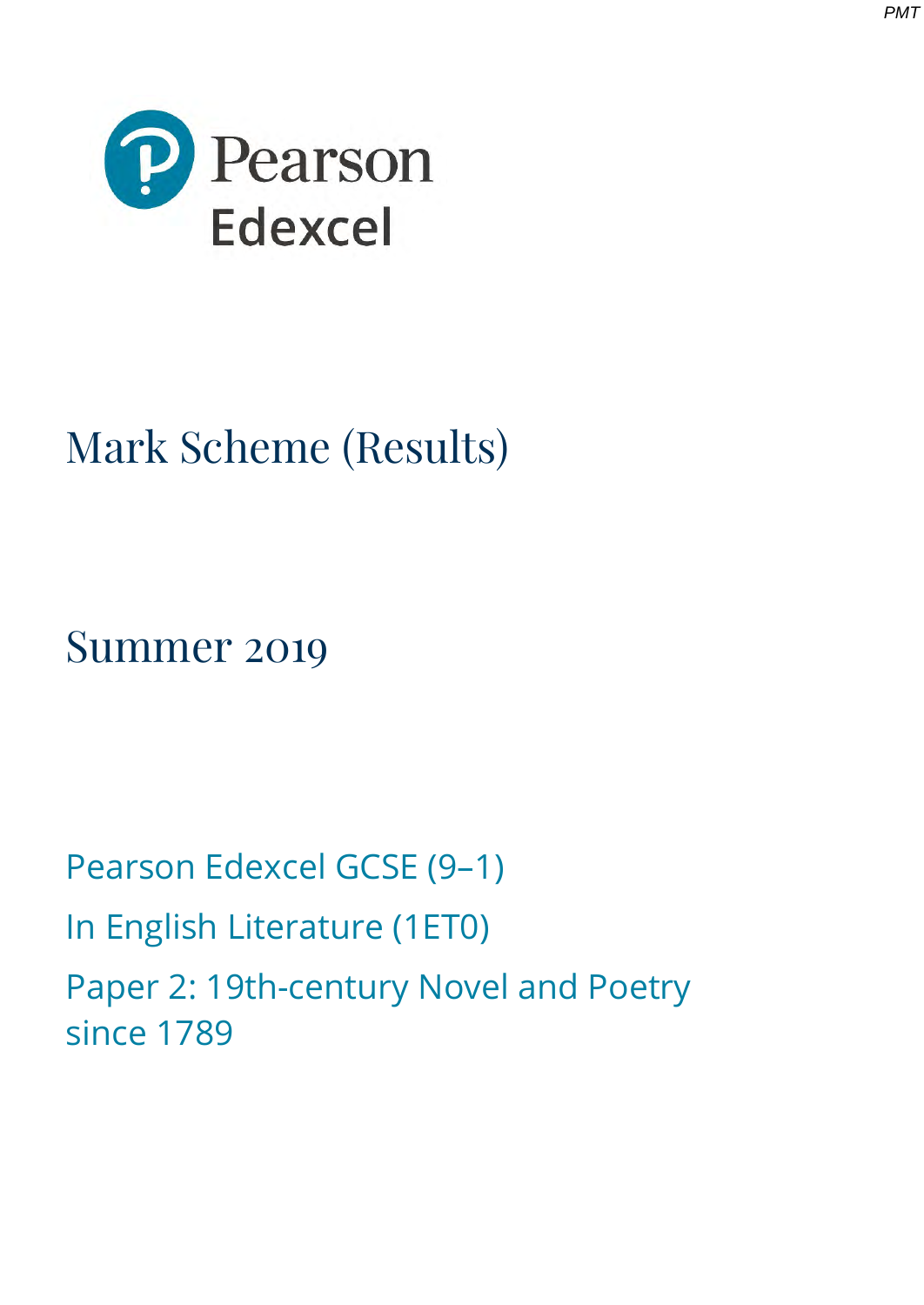Pearson Edexcel

# Mark Scheme (Results)

## Summer 2019

Pearson Edexcel GCSE (9–1)

In English Literature (1ET0)

Paper 2: 19th-century Novel and Poetry since 1789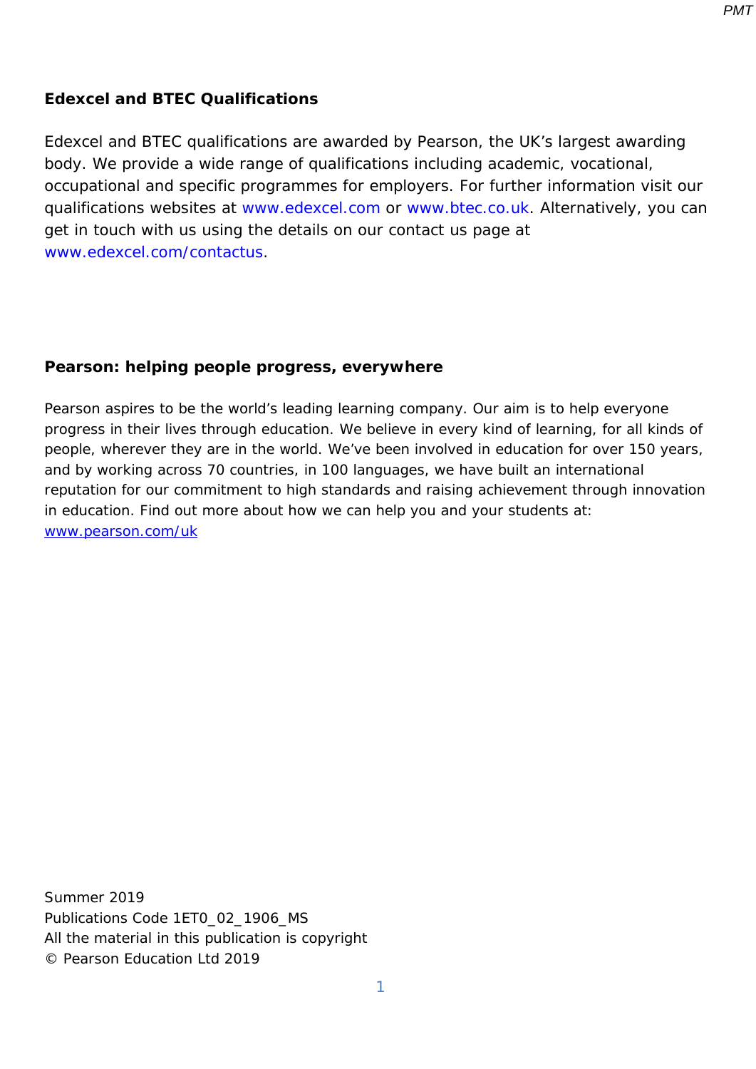## Edexcel and BTEC Qualifications

Edexcel and BTEC qualifications are awarded by Pearson, the UK's largest awarding body. We provide a wide range of qualifications including academic, vocational, occupational and specific programmes for employers. For further information visit our qualifications websites at www.edexcel.com or www.btec.co.uk. Alternatively, you can get in touch with us using the details on our contact us page at www.edexcel.com/contactus.

## Pearson: helping people progress, everywhere

Pearson aspires to be the world's leading learning company. Our aim is to help everyone progress in their lives through education. We believe in every kind of learning, for all kinds of people, wherever they are in the world. We've been involved in education for over 150 years, and by working across 70 countries, in 100 languages, we have built an international reputation for our commitment to high standards and raising achievement through innovation in education. Find out more about how we can help you and your students at: www.pearson.com/uk

Summer 2019
Publications Code 1ET0_02_1906_MS
All the material in this publication is copyright
© Pearson Education Ltd 2019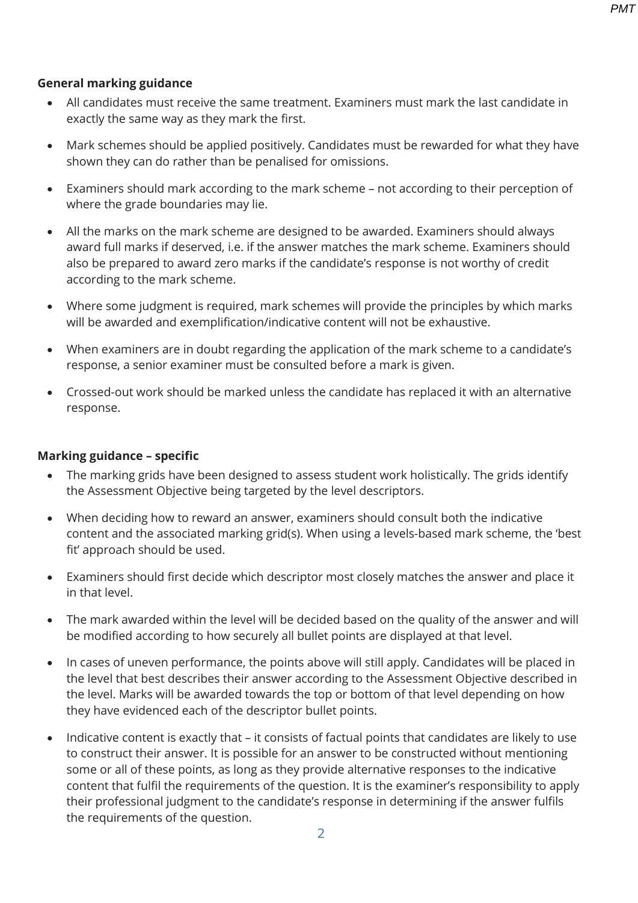**General marking guidance**

- All candidates must receive the same treatment. Examiners must mark the last candidate in exactly the same way as they mark the first.
- Mark schemes should be applied positively. Candidates must be rewarded for what they have shown they can do rather than be penalised for omissions.
- Examiners should mark according to the mark scheme – not according to their perception of where the grade boundaries may lie.
- All the marks on the mark scheme are designed to be awarded. Examiners should always award full marks if deserved, i.e. if the answer matches the mark scheme. Examiners should also be prepared to award zero marks if the candidate's response is not worthy of credit according to the mark scheme.
- Where some judgment is required, mark schemes will provide the principles by which marks will be awarded and exemplification/indicative content will not be exhaustive.
- When examiners are in doubt regarding the application of the mark scheme to a candidate's response, a senior examiner must be consulted before a mark is given.
- Crossed-out work should be marked unless the candidate has replaced it with an alternative response.

**Marking guidance – specific**

- The marking grids have been designed to assess student work holistically. The grids identify the Assessment Objective being targeted by the level descriptors.
- When deciding how to reward an answer, examiners should consult both the indicative content and the associated marking grid(s). When using a levels-based mark scheme, the 'best fit' approach should be used.
- Examiners should first decide which descriptor most closely matches the answer and place it in that level.
- The mark awarded within the level will be decided based on the quality of the answer and will be modified according to how securely all bullet points are displayed at that level.
- In cases of uneven performance, the points above will still apply. Candidates will be placed in the level that best describes their answer according to the Assessment Objective described in the level. Marks will be awarded towards the top or bottom of that level depending on how they have evidenced each of the descriptor bullet points.
- Indicative content is exactly that – it consists of factual points that candidates are likely to use to construct their answer. It is possible for an answer to be constructed without mentioning some or all of these points, as long as they provide alternative responses to the indicative content that fulfil the requirements of the question. It is the examiner's responsibility to apply their professional judgment to the candidate's response in determining if the answer fulfils the requirements of the question.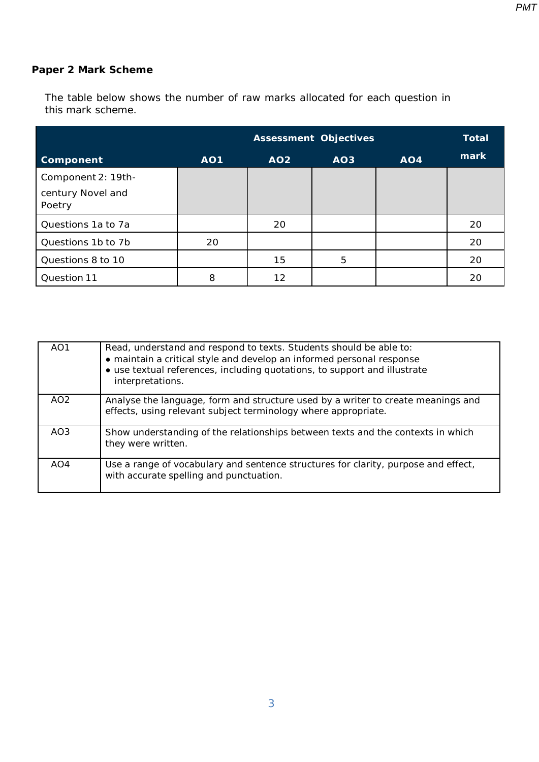**Paper 2 Mark Scheme**

The table below shows the number of raw marks allocated for each question in this mark scheme.

| Component | Assessment Objectives | | | | Total mark |
|---|---|---|---|---|---|
| | AO1 | AO2 | AO3 | AO4 | |
| Component 2: 19th-century Novel and Poetry | | | | | |
| Questions 1a to 7a | | 20 | | | 20 |
| Questions 1b to 7b | 20 | | | | 20 |
| Questions 8 to 10 | | 15 | 5 | | 20 |
| Question 11 | 8 | 12 | | | 20 |

| | |
|---|---|
| AO1 | Read, understand and respond to texts. Students should be able to:<br>● maintain a critical style and develop an informed personal response<br>● use textual references, including quotations, to support and illustrate interpretations. |
| AO2 | Analyse the language, form and structure used by a writer to create meanings and effects, using relevant subject terminology where appropriate. |
| AO3 | Show understanding of the relationships between texts and the contexts in which they were written. |
| AO4 | Use a range of vocabulary and sentence structures for clarity, purpose and effect, with accurate spelling and punctuation. |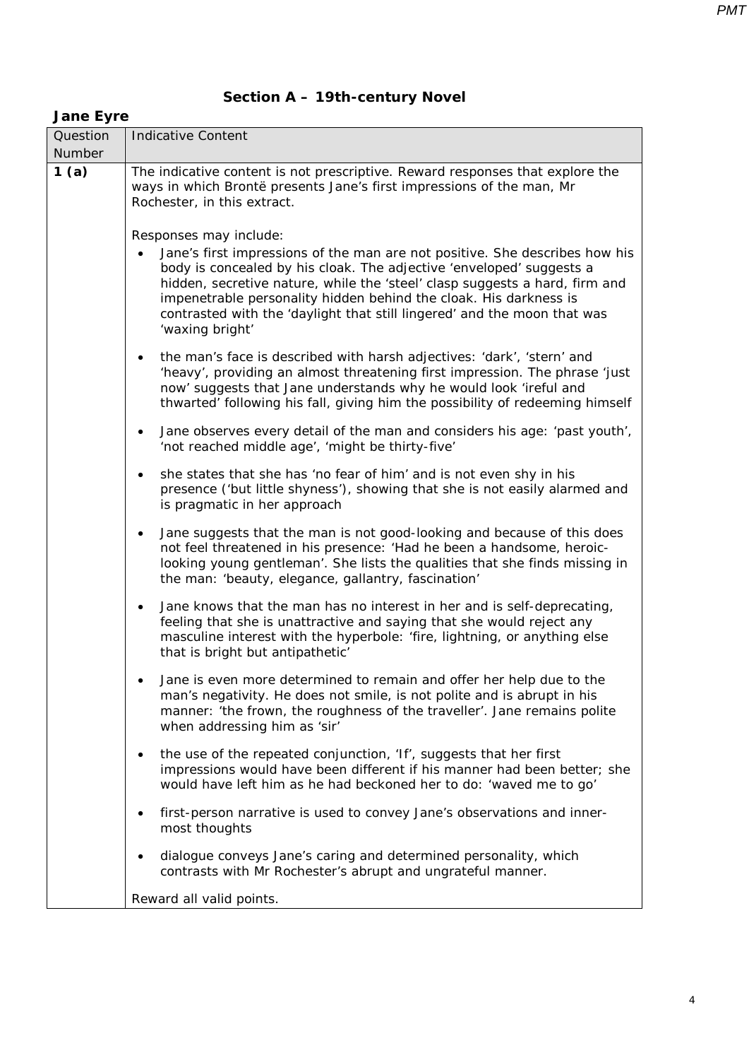## Section A – 19th-century Novel

### Jane Eyre

| Question Number | Indicative Content |
|---|---|
| **1 (a)** | The indicative content is not prescriptive. Reward responses that explore the ways in which Brontë presents Jane's first impressions of the man, Mr Rochester, in this extract.<br><br>Responses may include:<br>• Jane's first impressions of the man are not positive. She describes how his body is concealed by his cloak. The adjective 'enveloped' suggests a hidden, secretive nature, while the 'steel' clasp suggests a hard, firm and impenetrable personality hidden behind the cloak. His darkness is contrasted with the 'daylight that still lingered' and the moon that was 'waxing bright'<br>• the man's face is described with harsh adjectives: 'dark', 'stern' and 'heavy', providing an almost threatening first impression. The phrase 'just now' suggests that Jane understands why he would look 'ireful and thwarted' following his fall, giving him the possibility of redeeming himself<br>• Jane observes every detail of the man and considers his age: 'past youth', 'not reached middle age', 'might be thirty-five'<br>• she states that she has 'no fear of him' and is not even shy in his presence ('but little shyness'), showing that she is not easily alarmed and is pragmatic in her approach<br>• Jane suggests that the man is not good-looking and because of this does not feel threatened in his presence: 'Had he been a handsome, heroic-looking young gentleman'. She lists the qualities that she finds missing in the man: 'beauty, elegance, gallantry, fascination'<br>• Jane knows that the man has no interest in her and is self-deprecating, feeling that she is unattractive and saying that she would reject any masculine interest with the hyperbole: 'fire, lightning, or anything else that is bright but antipathetic'<br>• Jane is even more determined to remain and offer her help due to the man's negativity. He does not smile, is not polite and is abrupt in his manner: 'the frown, the roughness of the traveller'. Jane remains polite when addressing him as 'sir'<br>• the use of the repeated conjunction, 'If', suggests that her first impressions would have been different if his manner had been better; she would have left him as he had beckoned her to do: 'waved me to go'<br>• first-person narrative is used to convey Jane's observations and inner-most thoughts<br>• dialogue conveys Jane's caring and determined personality, which contrasts with Mr Rochester's abrupt and ungrateful manner.<br><br>Reward all valid points. |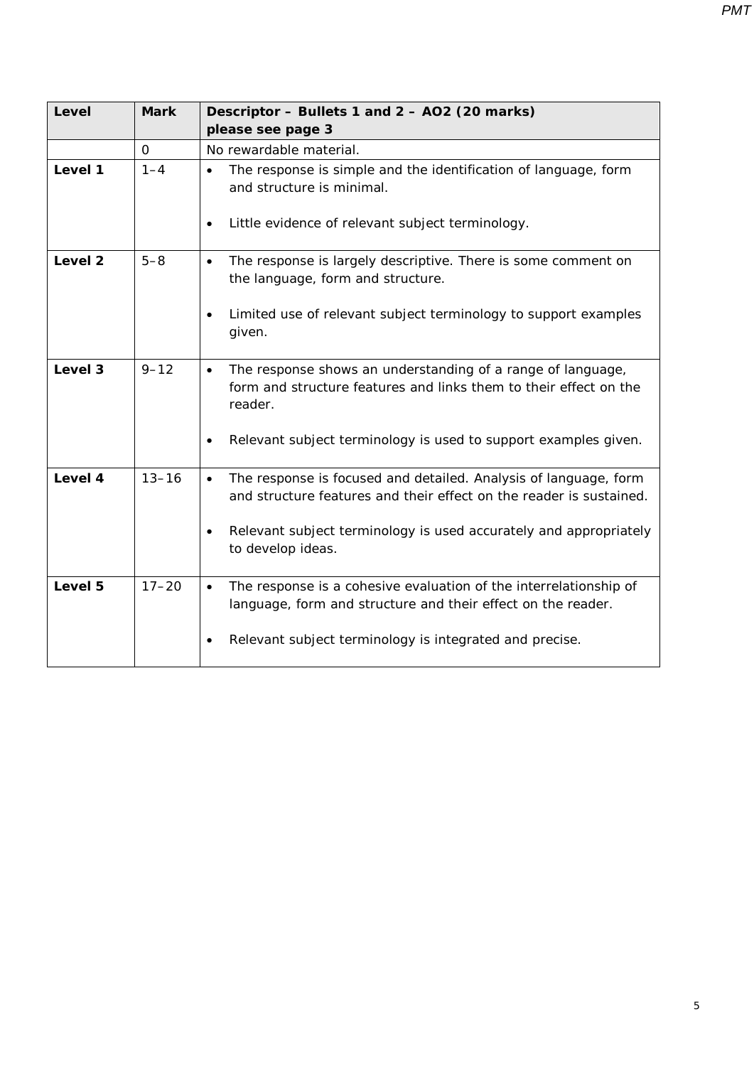| Level | Mark | Descriptor – Bullets 1 and 2 – AO2 (20 marks) please see page 3 |
|---|---|---|
| | 0 | No rewardable material. |
| **Level 1** | 1–4 | • The response is simple and the identification of language, form and structure is minimal.<br><br>• Little evidence of relevant subject terminology. |
| **Level 2** | 5–8 | • The response is largely descriptive. There is some comment on the language, form and structure.<br><br>• Limited use of relevant subject terminology to support examples given. |
| **Level 3** | 9–12 | • The response shows an understanding of a range of language, form and structure features and links them to their effect on the reader.<br><br>• Relevant subject terminology is used to support examples given. |
| **Level 4** | 13–16 | • The response is focused and detailed. Analysis of language, form and structure features and their effect on the reader is sustained.<br><br>• Relevant subject terminology is used accurately and appropriately to develop ideas. |
| **Level 5** | 17–20 | • The response is a cohesive evaluation of the interrelationship of language, form and structure and their effect on the reader.<br><br>• Relevant subject terminology is integrated and precise. |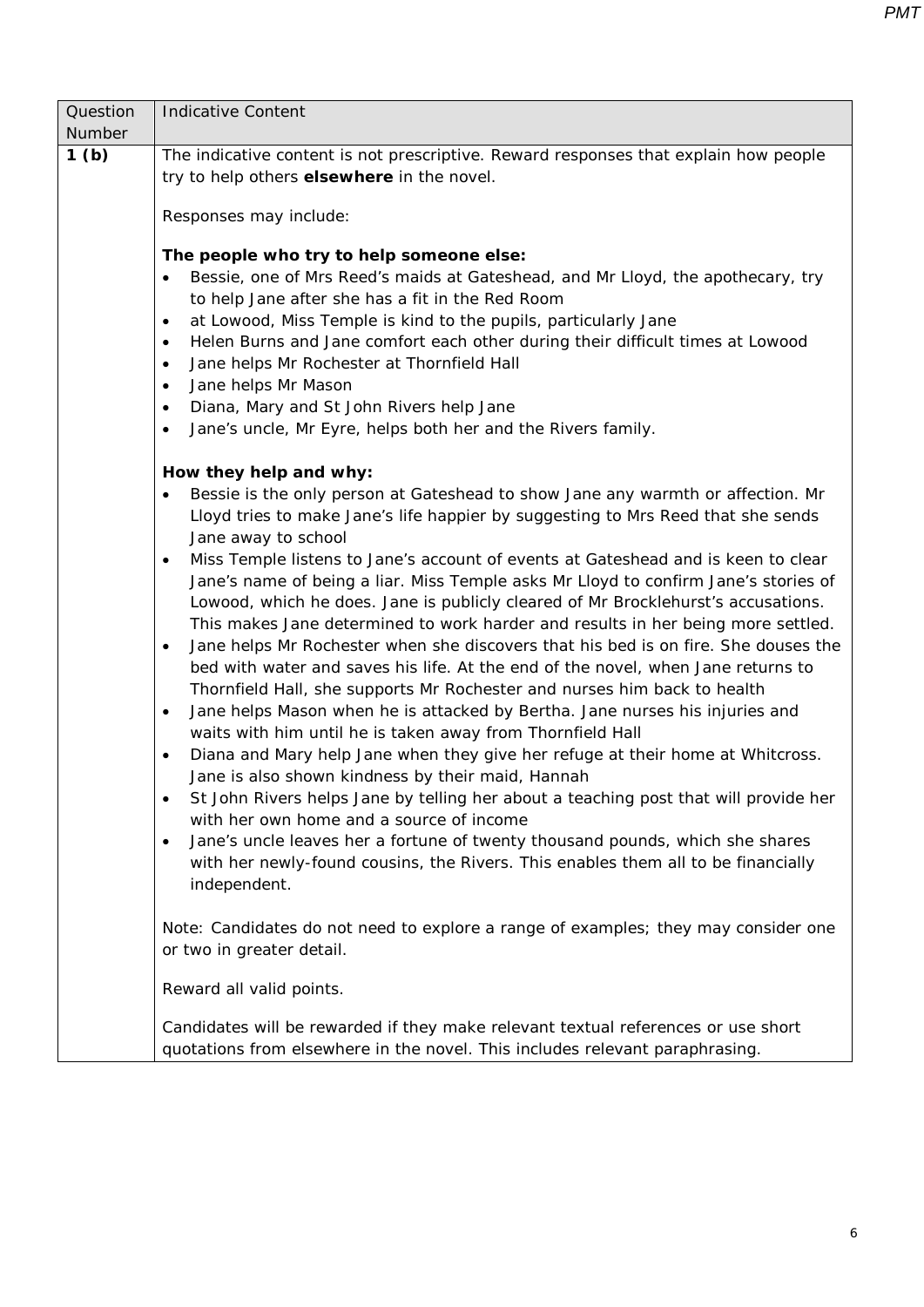| Question Number | Indicative Content |
|---|---|
| **1 (b)** | The indicative content is not prescriptive. Reward responses that explain how people try to help others **elsewhere** in the novel.<br><br>Responses may include:<br><br>**The people who try to help someone else:**<br>• Bessie, one of Mrs Reed's maids at Gateshead, and Mr Lloyd, the apothecary, try to help Jane after she has a fit in the Red Room<br>• at Lowood, Miss Temple is kind to the pupils, particularly Jane<br>• Helen Burns and Jane comfort each other during their difficult times at Lowood<br>• Jane helps Mr Rochester at Thornfield Hall<br>• Jane helps Mr Mason<br>• Diana, Mary and St John Rivers help Jane<br>• Jane's uncle, Mr Eyre, helps both her and the Rivers family.<br><br>**How they help and why:**<br>• Bessie is the only person at Gateshead to show Jane any warmth or affection. Mr Lloyd tries to make Jane's life happier by suggesting to Mrs Reed that she sends Jane away to school<br>• Miss Temple listens to Jane's account of events at Gateshead and is keen to clear Jane's name of being a liar. Miss Temple asks Mr Lloyd to confirm Jane's stories of Lowood, which he does. Jane is publicly cleared of Mr Brocklehurst's accusations. This makes Jane determined to work harder and results in her being more settled.<br>• Jane helps Mr Rochester when she discovers that his bed is on fire. She douses the bed with water and saves his life. At the end of the novel, when Jane returns to Thornfield Hall, she supports Mr Rochester and nurses him back to health<br>• Jane helps Mason when he is attacked by Bertha. Jane nurses his injuries and waits with him until he is taken away from Thornfield Hall<br>• Diana and Mary help Jane when they give her refuge at their home at Whitcross. Jane is also shown kindness by their maid, Hannah<br>• St John Rivers helps Jane by telling her about a teaching post that will provide her with her own home and a source of income<br>• Jane's uncle leaves her a fortune of twenty thousand pounds, which she shares with her newly-found cousins, the Rivers. This enables them all to be financially independent.<br><br>Note: Candidates do not need to explore a range of examples; they may consider one or two in greater detail.<br><br>Reward all valid points.<br><br>Candidates will be rewarded if they make relevant textual references or use short quotations from elsewhere in the novel. This includes relevant paraphrasing. |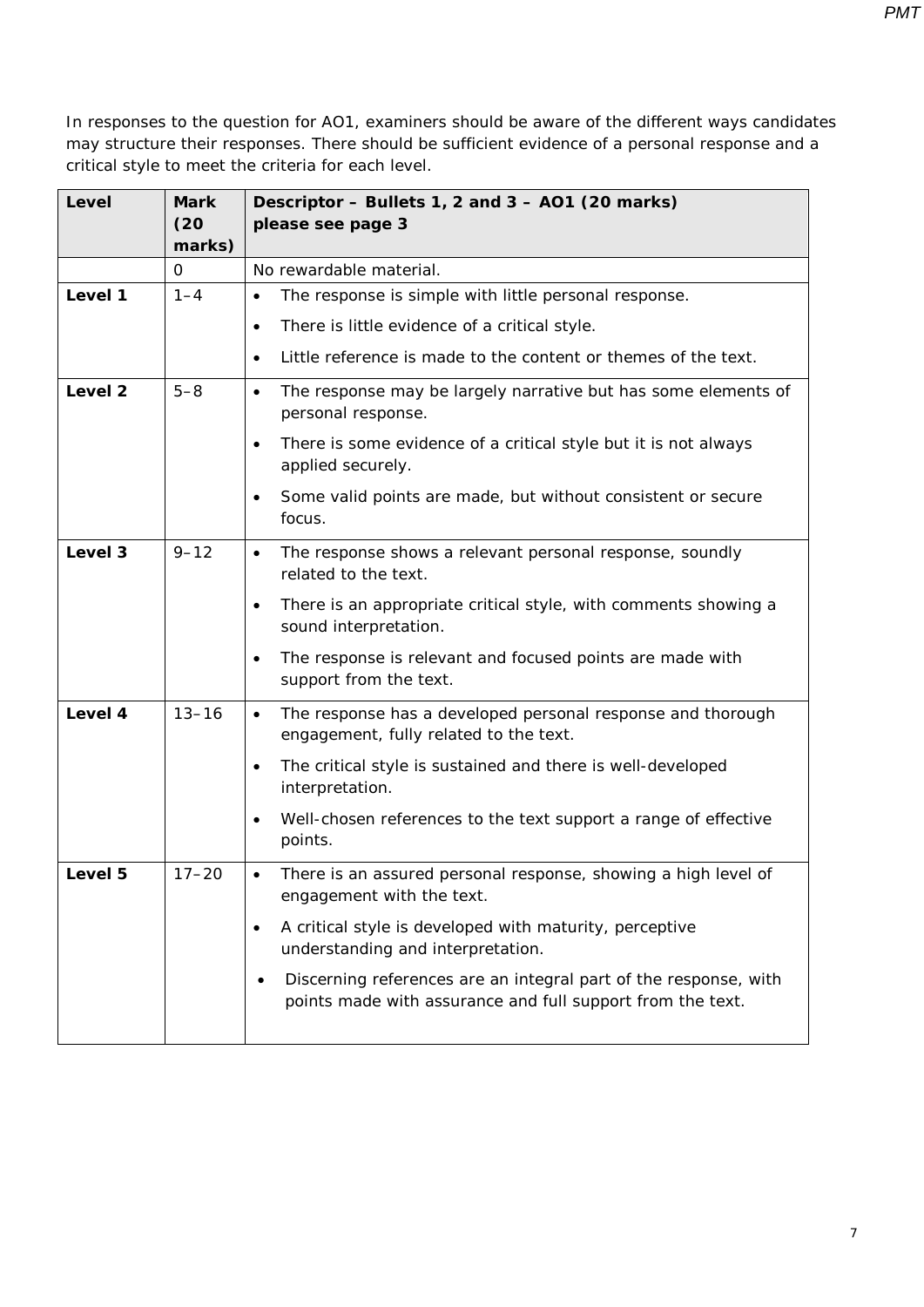In responses to the question for AO1, examiners should be aware of the different ways candidates may structure their responses. There should be sufficient evidence of a personal response and a critical style to meet the criteria for each level.

| Level | Mark (20 marks) | Descriptor – Bullets 1, 2 and 3 – AO1 (20 marks) please see page 3 |
|---|---|---|
| | 0 | No rewardable material. |
| **Level 1** | 1–4 | • The response is simple with little personal response.<br>• There is little evidence of a critical style.<br>• Little reference is made to the content or themes of the text. |
| **Level 2** | 5–8 | • The response may be largely narrative but has some elements of personal response.<br>• There is some evidence of a critical style but it is not always applied securely.<br>• Some valid points are made, but without consistent or secure focus. |
| **Level 3** | 9–12 | • The response shows a relevant personal response, soundly related to the text.<br>• There is an appropriate critical style, with comments showing a sound interpretation.<br>• The response is relevant and focused points are made with support from the text. |
| **Level 4** | 13–16 | • The response has a developed personal response and thorough engagement, fully related to the text.<br>• The critical style is sustained and there is well-developed interpretation.<br>• Well-chosen references to the text support a range of effective points. |
| **Level 5** | 17–20 | • There is an assured personal response, showing a high level of engagement with the text.<br>• A critical style is developed with maturity, perceptive understanding and interpretation.<br>• Discerning references are an integral part of the response, with points made with assurance and full support from the text. |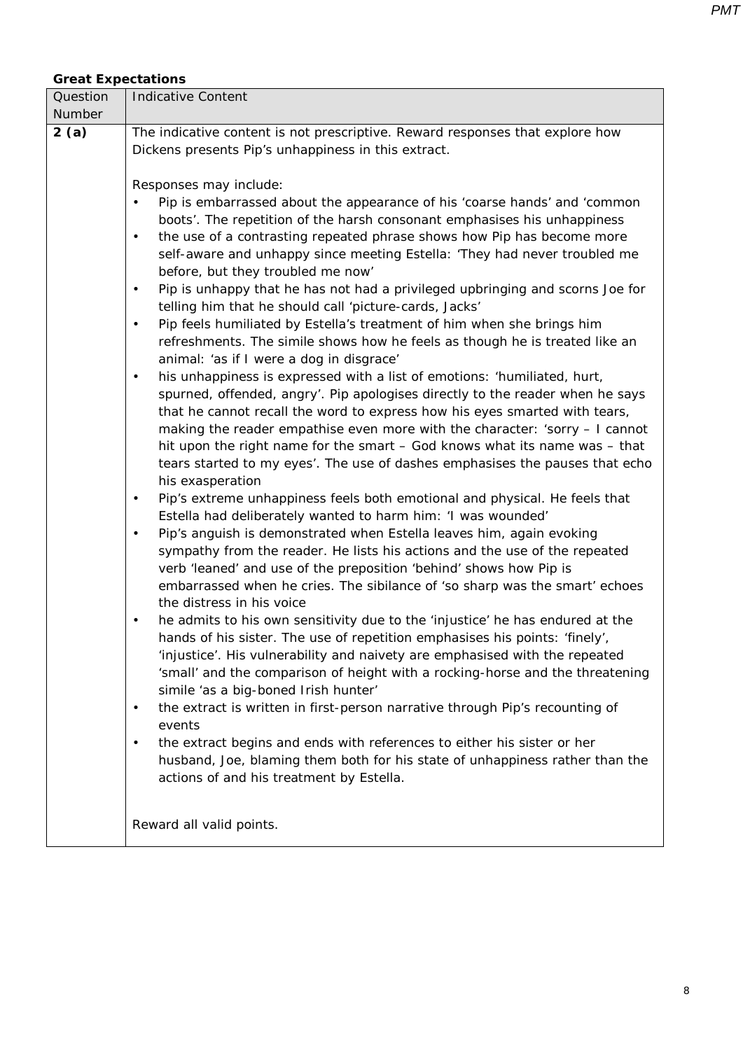**Great Expectations**

| Question Number | Indicative Content |
|---|---|
| **2 (a)** | The indicative content is not prescriptive. Reward responses that explore how Dickens presents Pip's unhappiness in this extract.<br><br>Responses may include:<br>• Pip is embarrassed about the appearance of his 'coarse hands' and 'common boots'. The repetition of the harsh consonant emphasises his unhappiness<br>• the use of a contrasting repeated phrase shows how Pip has become more self-aware and unhappy since meeting Estella: 'They had never troubled me before, but they troubled me now'<br>• Pip is unhappy that he has not had a privileged upbringing and scorns Joe for telling him that he should call 'picture-cards, Jacks'<br>• Pip feels humiliated by Estella's treatment of him when she brings him refreshments. The simile shows how he feels as though he is treated like an animal: 'as if I were a dog in disgrace'<br>• his unhappiness is expressed with a list of emotions: 'humiliated, hurt, spurned, offended, angry'. Pip apologises directly to the reader when he says that he cannot recall the word to express how his eyes smarted with tears, making the reader empathise even more with the character: 'sorry – I cannot hit upon the right name for the smart – God knows what its name was – that tears started to my eyes'. The use of dashes emphasises the pauses that echo his exasperation<br>• Pip's extreme unhappiness feels both emotional and physical. He feels that Estella had deliberately wanted to harm him: 'I was wounded'<br>• Pip's anguish is demonstrated when Estella leaves him, again evoking sympathy from the reader. He lists his actions and the use of the repeated verb 'leaned' and use of the preposition 'behind' shows how Pip is embarrassed when he cries. The sibilance of 'so sharp was the smart' echoes the distress in his voice<br>• he admits to his own sensitivity due to the 'injustice' he has endured at the hands of his sister. The use of repetition emphasises his points: 'finely', 'injustice'. His vulnerability and naivety are emphasised with the repeated 'small' and the comparison of height with a rocking-horse and the threatening simile 'as a big-boned Irish hunter'<br>• the extract is written in first-person narrative through Pip's recounting of events<br>• the extract begins and ends with references to either his sister or her husband, Joe, blaming them both for his state of unhappiness rather than the actions of and his treatment by Estella.<br><br>Reward all valid points. |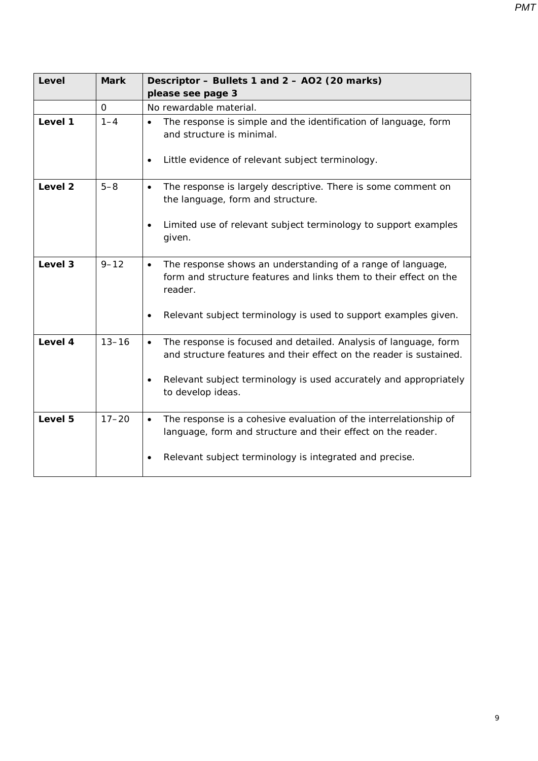| Level | Mark | Descriptor – Bullets 1 and 2 – AO2 (20 marks) please see page 3 |
|---|---|---|
| | 0 | No rewardable material. |
| **Level 1** | 1–4 | • The response is simple and the identification of language, form and structure is minimal.<br><br>• Little evidence of relevant subject terminology. |
| **Level 2** | 5–8 | • The response is largely descriptive. There is some comment on the language, form and structure.<br><br>• Limited use of relevant subject terminology to support examples given. |
| **Level 3** | 9–12 | • The response shows an understanding of a range of language, form and structure features and links them to their effect on the reader.<br><br>• Relevant subject terminology is used to support examples given. |
| **Level 4** | 13–16 | • The response is focused and detailed. Analysis of language, form and structure features and their effect on the reader is sustained.<br><br>• Relevant subject terminology is used accurately and appropriately to develop ideas. |
| **Level 5** | 17–20 | • The response is a cohesive evaluation of the interrelationship of language, form and structure and their effect on the reader.<br><br>• Relevant subject terminology is integrated and precise. |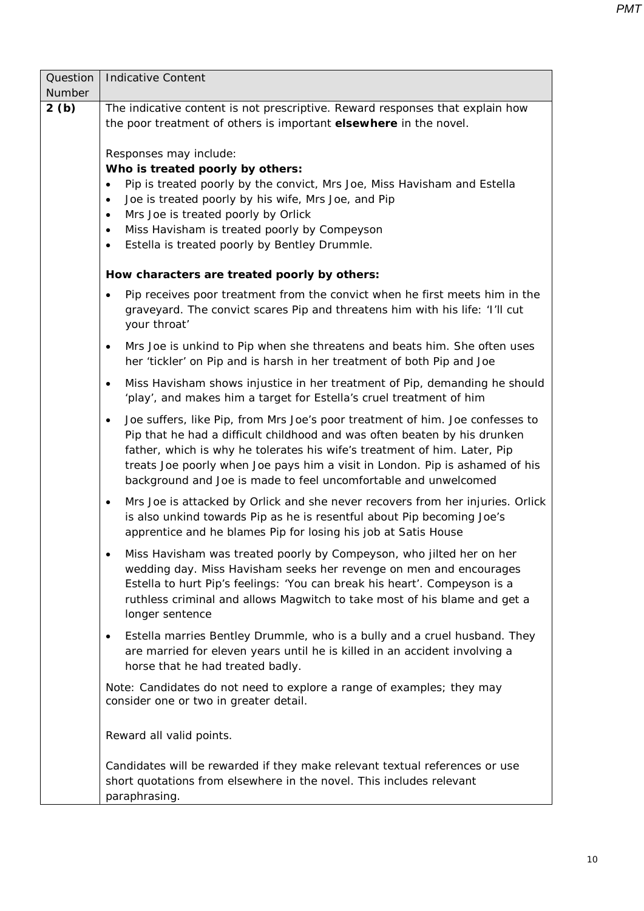| Question Number | Indicative Content |
|---|---|
| **2 (b)** | The indicative content is not prescriptive. Reward responses that explain how the poor treatment of others is important **elsewhere** in the novel.<br><br>Responses may include:<br>**Who is treated poorly by others:**<br>• Pip is treated poorly by the convict, Mrs Joe, Miss Havisham and Estella<br>• Joe is treated poorly by his wife, Mrs Joe, and Pip<br>• Mrs Joe is treated poorly by Orlick<br>• Miss Havisham is treated poorly by Compeyson<br>• Estella is treated poorly by Bentley Drummle.<br><br>**How characters are treated poorly by others:**<br>• Pip receives poor treatment from the convict when he first meets him in the graveyard. The convict scares Pip and threatens him with his life: 'I'll cut your throat'<br>• Mrs Joe is unkind to Pip when she threatens and beats him. She often uses her 'tickler' on Pip and is harsh in her treatment of both Pip and Joe<br>• Miss Havisham shows injustice in her treatment of Pip, demanding he should 'play', and makes him a target for Estella's cruel treatment of him<br>• Joe suffers, like Pip, from Mrs Joe's poor treatment of him. Joe confesses to Pip that he had a difficult childhood and was often beaten by his drunken father, which is why he tolerates his wife's treatment of him. Later, Pip treats Joe poorly when Joe pays him a visit in London. Pip is ashamed of his background and Joe is made to feel uncomfortable and unwelcomed<br>• Mrs Joe is attacked by Orlick and she never recovers from her injuries. Orlick is also unkind towards Pip as he is resentful about Pip becoming Joe's apprentice and he blames Pip for losing his job at Satis House<br>• Miss Havisham was treated poorly by Compeyson, who jilted her on her wedding day. Miss Havisham seeks her revenge on men and encourages Estella to hurt Pip's feelings: 'You can break his heart'. Compeyson is a ruthless criminal and allows Magwitch to take most of his blame and get a longer sentence<br>• Estella marries Bentley Drummle, who is a bully and a cruel husband. They are married for eleven years until he is killed in an accident involving a horse that he had treated badly.<br><br>Note: Candidates do not need to explore a range of examples; they may consider one or two in greater detail.<br><br>Reward all valid points.<br><br>Candidates will be rewarded if they make relevant textual references or use short quotations from elsewhere in the novel. This includes relevant paraphrasing. |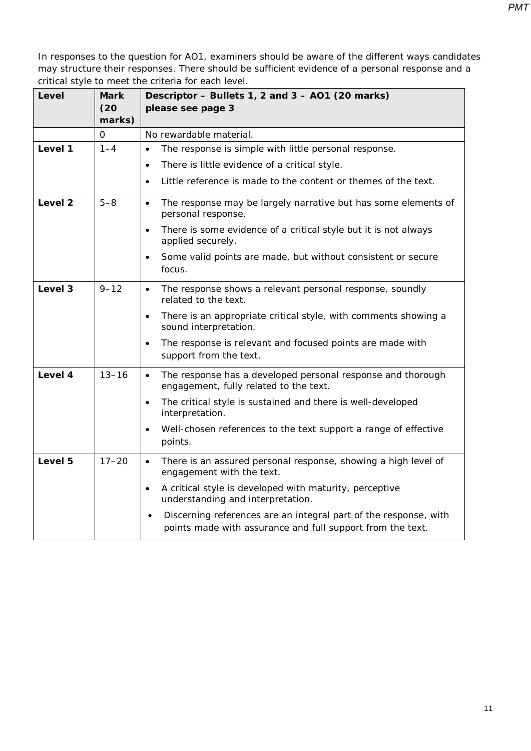In responses to the question for AO1, examiners should be aware of the different ways candidates may structure their responses. There should be sufficient evidence of a personal response and a critical style to meet the criteria for each level.

| **Level** | **Mark (20 marks)** | **Descriptor – Bullets 1, 2 and 3 – AO1 (20 marks) please see page 3** |
|---|---|---|
| | 0 | No rewardable material. |
| **Level 1** | 1–4 | • The response is simple with little personal response.<br>• There is little evidence of a critical style.<br>• Little reference is made to the content or themes of the text. |
| **Level 2** | 5–8 | • The response may be largely narrative but has some elements of personal response.<br>• There is some evidence of a critical style but it is not always applied securely.<br>• Some valid points are made, but without consistent or secure focus. |
| **Level 3** | 9–12 | • The response shows a relevant personal response, soundly related to the text.<br>• There is an appropriate critical style, with comments showing a sound interpretation.<br>• The response is relevant and focused points are made with support from the text. |
| **Level 4** | 13–16 | • The response has a developed personal response and thorough engagement, fully related to the text.<br>• The critical style is sustained and there is well-developed interpretation.<br>• Well-chosen references to the text support a range of effective points. |
| **Level 5** | 17–20 | • There is an assured personal response, showing a high level of engagement with the text.<br>• A critical style is developed with maturity, perceptive understanding and interpretation.<br>• Discerning references are an integral part of the response, with points made with assurance and full support from the text. |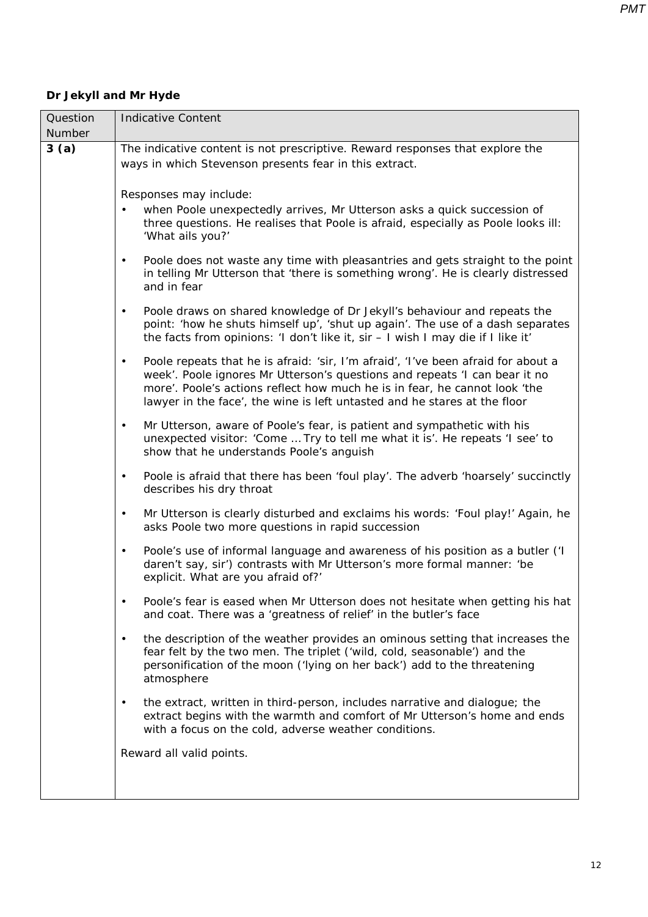**Dr Jekyll and Mr Hyde**

| Question Number | Indicative Content |
|---|---|
| **3 (a)** | The indicative content is not prescriptive. Reward responses that explore the ways in which Stevenson presents fear in this extract.<br><br>Responses may include:<br>• when Poole unexpectedly arrives, Mr Utterson asks a quick succession of three questions. He realises that Poole is afraid, especially as Poole looks ill: 'What ails you?'<br>• Poole does not waste any time with pleasantries and gets straight to the point in telling Mr Utterson that 'there is something wrong'. He is clearly distressed and in fear<br>• Poole draws on shared knowledge of Dr Jekyll's behaviour and repeats the point: 'how he shuts himself up', 'shut up again'. The use of a dash separates the facts from opinions: 'I don't like it, sir – I wish I may die if I like it'<br>• Poole repeats that he is afraid: 'sir, I'm afraid', 'I've been afraid for about a week'. Poole ignores Mr Utterson's questions and repeats 'I can bear it no more'. Poole's actions reflect how much he is in fear, he cannot look 'the lawyer in the face', the wine is left untasted and he stares at the floor<br>• Mr Utterson, aware of Poole's fear, is patient and sympathetic with his unexpected visitor: 'Come … Try to tell me what it is'. He repeats 'I see' to show that he understands Poole's anguish<br>• Poole is afraid that there has been 'foul play'. The adverb 'hoarsely' succinctly describes his dry throat<br>• Mr Utterson is clearly disturbed and exclaims his words: 'Foul play!' Again, he asks Poole two more questions in rapid succession<br>• Poole's use of informal language and awareness of his position as a butler ('I daren't say, sir') contrasts with Mr Utterson's more formal manner: 'be explicit. What are you afraid of?'<br>• Poole's fear is eased when Mr Utterson does not hesitate when getting his hat and coat. There was a 'greatness of relief' in the butler's face<br>• the description of the weather provides an ominous setting that increases the fear felt by the two men. The triplet ('wild, cold, seasonable') and the personification of the moon ('lying on her back') add to the threatening atmosphere<br>• the extract, written in third-person, includes narrative and dialogue; the extract begins with the warmth and comfort of Mr Utterson's home and ends with a focus on the cold, adverse weather conditions.<br><br>Reward all valid points. |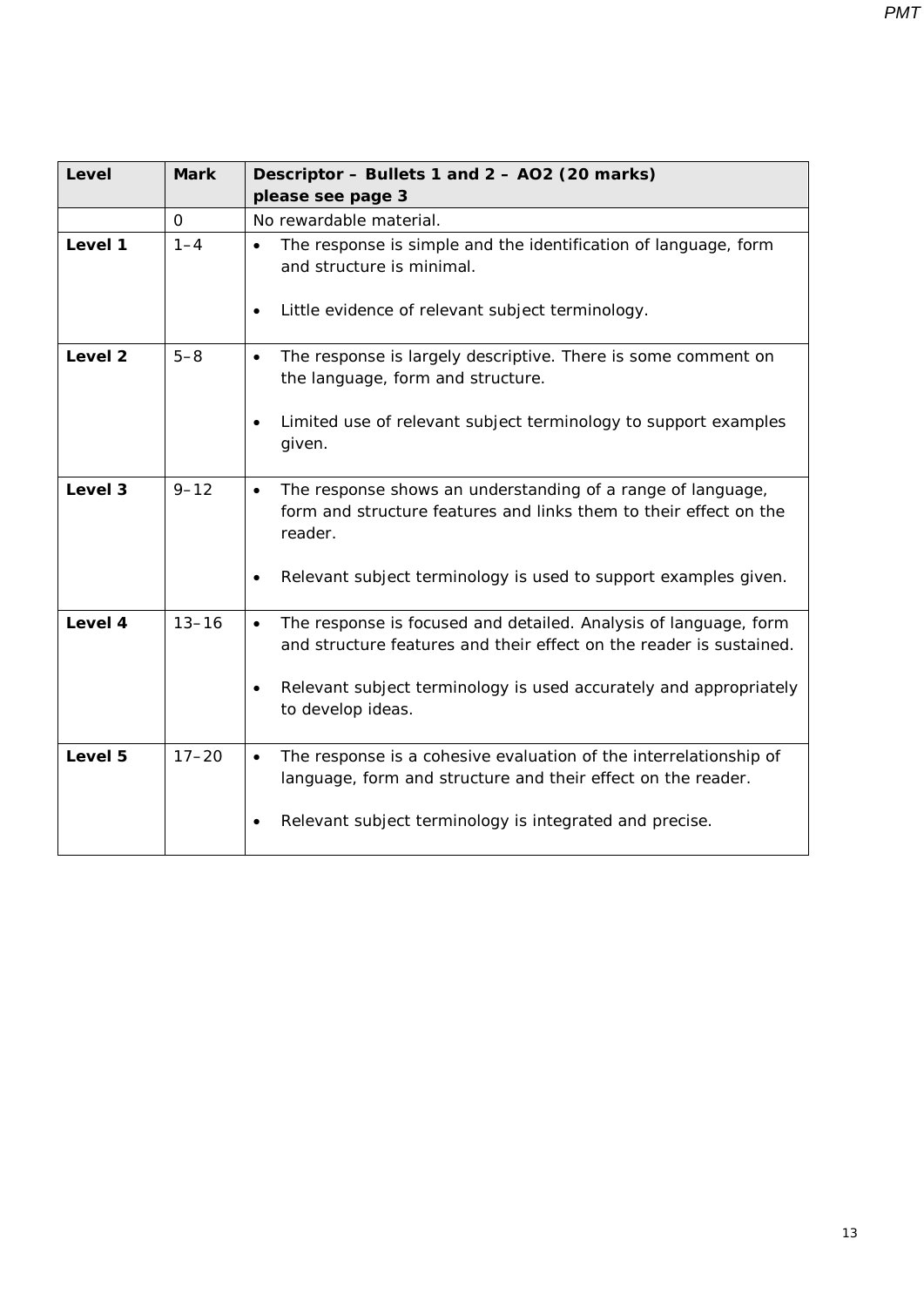| Level | Mark | Descriptor – Bullets 1 and 2 – AO2 (20 marks) please see page 3 |
|---|---|---|
| | 0 | No rewardable material. |
| **Level 1** | 1–4 | • The response is simple and the identification of language, form and structure is minimal.<br>• Little evidence of relevant subject terminology. |
| **Level 2** | 5–8 | • The response is largely descriptive. There is some comment on the language, form and structure.<br>• Limited use of relevant subject terminology to support examples given. |
| **Level 3** | 9–12 | • The response shows an understanding of a range of language, form and structure features and links them to their effect on the reader.<br>• Relevant subject terminology is used to support examples given. |
| **Level 4** | 13–16 | • The response is focused and detailed. Analysis of language, form and structure features and their effect on the reader is sustained.<br>• Relevant subject terminology is used accurately and appropriately to develop ideas. |
| **Level 5** | 17–20 | • The response is a cohesive evaluation of the interrelationship of language, form and structure and their effect on the reader.<br>• Relevant subject terminology is integrated and precise. |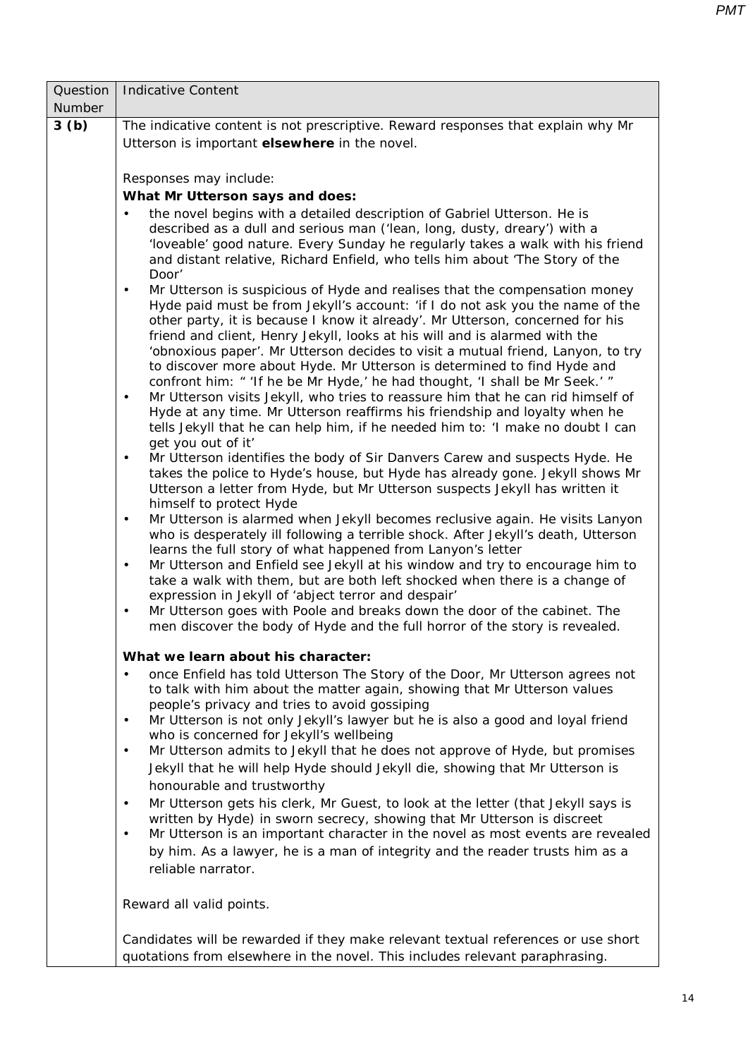| Question Number | Indicative Content |
|---|---|
| **3 (b)** | The indicative content is not prescriptive. Reward responses that explain why Mr Utterson is important **elsewhere** in the novel.<br><br>Responses may include:<br>**What Mr Utterson says and does:**<br>• the novel begins with a detailed description of Gabriel Utterson. He is described as a dull and serious man ('lean, long, dusty, dreary') with a 'loveable' good nature. Every Sunday he regularly takes a walk with his friend and distant relative, Richard Enfield, who tells him about 'The Story of the Door'<br>• Mr Utterson is suspicious of Hyde and realises that the compensation money Hyde paid must be from Jekyll's account: 'if I do not ask you the name of the other party, it is because I know it already'. Mr Utterson, concerned for his friend and client, Henry Jekyll, looks at his will and is alarmed with the 'obnoxious paper'. Mr Utterson decides to visit a mutual friend, Lanyon, to try to discover more about Hyde. Mr Utterson is determined to find Hyde and confront him: " 'If he be Mr Hyde,' he had thought, 'I shall be Mr Seek.' "<br>• Mr Utterson visits Jekyll, who tries to reassure him that he can rid himself of Hyde at any time. Mr Utterson reaffirms his friendship and loyalty when he tells Jekyll that he can help him, if he needed him to: 'I make no doubt I can get you out of it'<br>• Mr Utterson identifies the body of Sir Danvers Carew and suspects Hyde. He takes the police to Hyde's house, but Hyde has already gone. Jekyll shows Mr Utterson a letter from Hyde, but Mr Utterson suspects Jekyll has written it himself to protect Hyde<br>• Mr Utterson is alarmed when Jekyll becomes reclusive again. He visits Lanyon who is desperately ill following a terrible shock. After Jekyll's death, Utterson learns the full story of what happened from Lanyon's letter<br>• Mr Utterson and Enfield see Jekyll at his window and try to encourage him to take a walk with them, but are both left shocked when there is a change of expression in Jekyll of 'abject terror and despair'<br>• Mr Utterson goes with Poole and breaks down the door of the cabinet. The men discover the body of Hyde and the full horror of the story is revealed.<br><br>**What we learn about his character:**<br>• once Enfield has told Utterson The Story of the Door, Mr Utterson agrees not to talk with him about the matter again, showing that Mr Utterson values people's privacy and tries to avoid gossiping<br>• Mr Utterson is not only Jekyll's lawyer but he is also a good and loyal friend who is concerned for Jekyll's wellbeing<br>• Mr Utterson admits to Jekyll that he does not approve of Hyde, but promises Jekyll that he will help Hyde should Jekyll die, showing that Mr Utterson is honourable and trustworthy<br>• Mr Utterson gets his clerk, Mr Guest, to look at the letter (that Jekyll says is written by Hyde) in sworn secrecy, showing that Mr Utterson is discreet<br>• Mr Utterson is an important character in the novel as most events are revealed by him. As a lawyer, he is a man of integrity and the reader trusts him as a reliable narrator.<br><br>Reward all valid points.<br><br>Candidates will be rewarded if they make relevant textual references or use short quotations from elsewhere in the novel. This includes relevant paraphrasing. |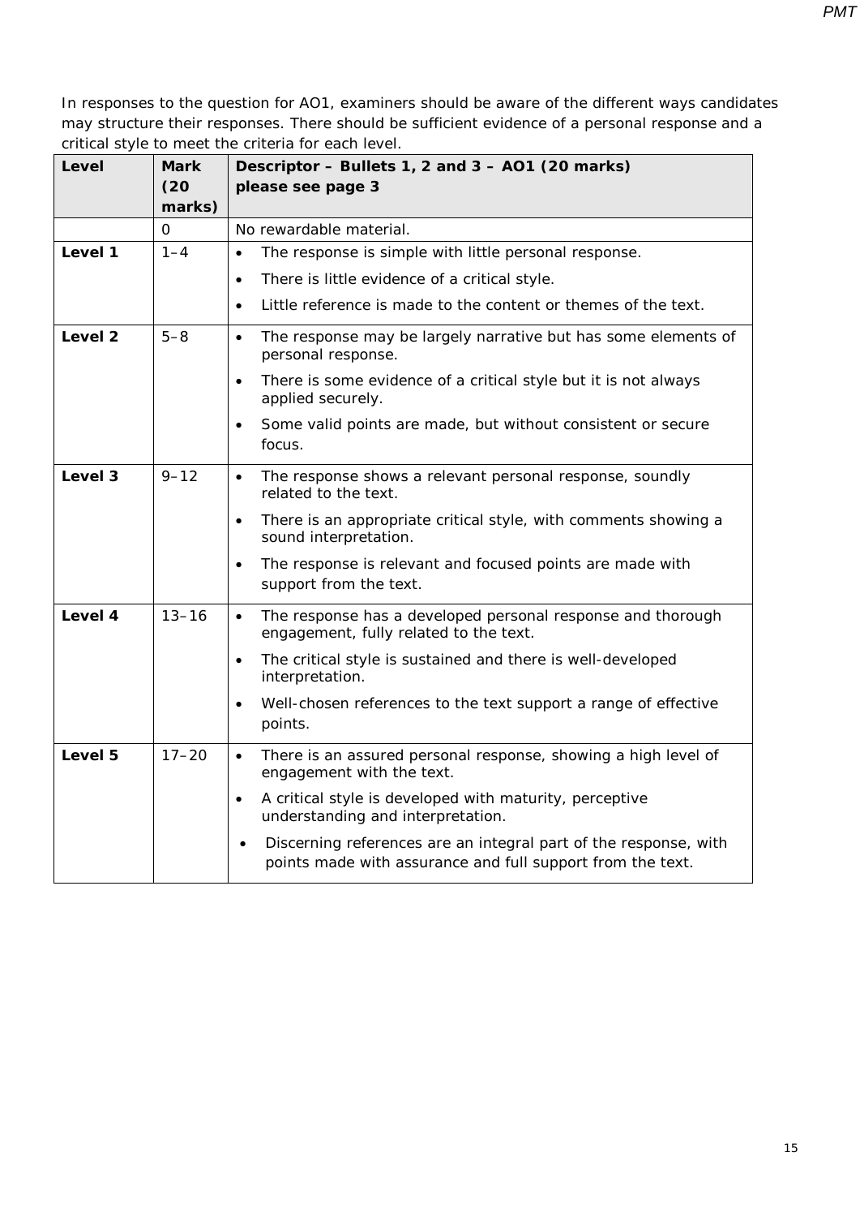In responses to the question for AO1, examiners should be aware of the different ways candidates may structure their responses. There should be sufficient evidence of a personal response and a critical style to meet the criteria for each level.

| **Level** | **Mark (20 marks)** | **Descriptor – Bullets 1, 2 and 3 – AO1 (20 marks) please see page 3** |
|---|---|---|
| | 0 | No rewardable material. |
| **Level 1** | 1–4 | • The response is simple with little personal response.<br>• There is little evidence of a critical style.<br>• Little reference is made to the content or themes of the text. |
| **Level 2** | 5–8 | • The response may be largely narrative but has some elements of personal response.<br>• There is some evidence of a critical style but it is not always applied securely.<br>• Some valid points are made, but without consistent or secure focus. |
| **Level 3** | 9–12 | • The response shows a relevant personal response, soundly related to the text.<br>• There is an appropriate critical style, with comments showing a sound interpretation.<br>• The response is relevant and focused points are made with support from the text. |
| **Level 4** | 13–16 | • The response has a developed personal response and thorough engagement, fully related to the text.<br>• The critical style is sustained and there is well-developed interpretation.<br>• Well-chosen references to the text support a range of effective points. |
| **Level 5** | 17–20 | • There is an assured personal response, showing a high level of engagement with the text.<br>• A critical style is developed with maturity, perceptive understanding and interpretation.<br>• Discerning references are an integral part of the response, with points made with assurance and full support from the text. |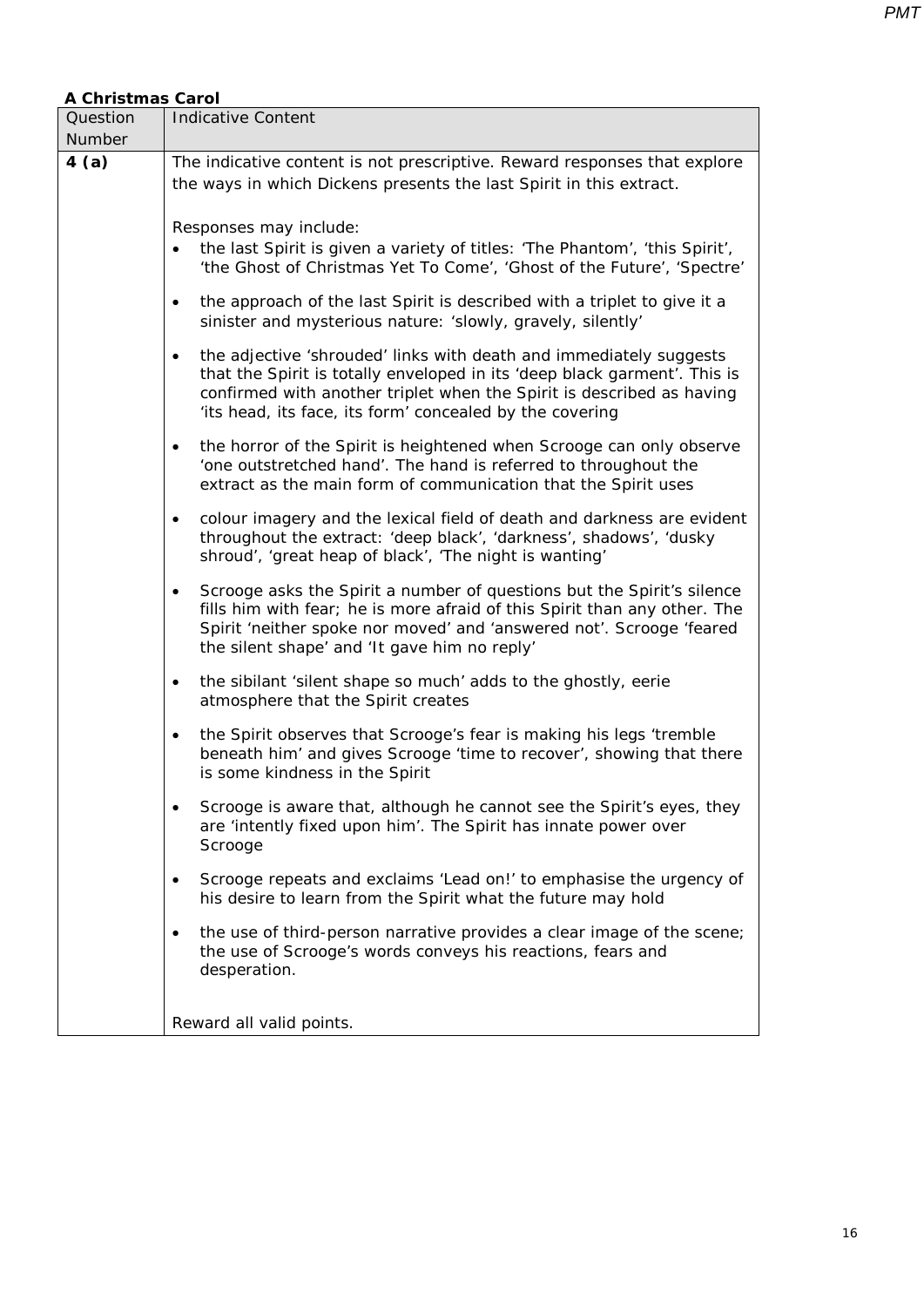**A Christmas Carol**

| Question Number | Indicative Content |
|---|---|
| **4 (a)** | The indicative content is not prescriptive. Reward responses that explore the ways in which Dickens presents the last Spirit in this extract.<br><br>Responses may include:<br>• the last Spirit is given a variety of titles: 'The Phantom', 'this Spirit', 'the Ghost of Christmas Yet To Come', 'Ghost of the Future', 'Spectre'<br>• the approach of the last Spirit is described with a triplet to give it a sinister and mysterious nature: 'slowly, gravely, silently'<br>• the adjective 'shrouded' links with death and immediately suggests that the Spirit is totally enveloped in its 'deep black garment'. This is confirmed with another triplet when the Spirit is described as having 'its head, its face, its form' concealed by the covering<br>• the horror of the Spirit is heightened when Scrooge can only observe 'one outstretched hand'. The hand is referred to throughout the extract as the main form of communication that the Spirit uses<br>• colour imagery and the lexical field of death and darkness are evident throughout the extract: 'deep black', 'darkness', shadows', 'dusky shroud', 'great heap of black', 'The night is wanting'<br>• Scrooge asks the Spirit a number of questions but the Spirit's silence fills him with fear; he is more afraid of this Spirit than any other. The Spirit 'neither spoke nor moved' and 'answered not'. Scrooge 'feared the silent shape' and 'It gave him no reply'<br>• the sibilant 'silent shape so much' adds to the ghostly, eerie atmosphere that the Spirit creates<br>• the Spirit observes that Scrooge's fear is making his legs 'tremble beneath him' and gives Scrooge 'time to recover', showing that there is some kindness in the Spirit<br>• Scrooge is aware that, although he cannot see the Spirit's eyes, they are 'intently fixed upon him'. The Spirit has innate power over Scrooge<br>• Scrooge repeats and exclaims 'Lead on!' to emphasise the urgency of his desire to learn from the Spirit what the future may hold<br>• the use of third-person narrative provides a clear image of the scene; the use of Scrooge's words conveys his reactions, fears and desperation.<br><br>Reward all valid points. |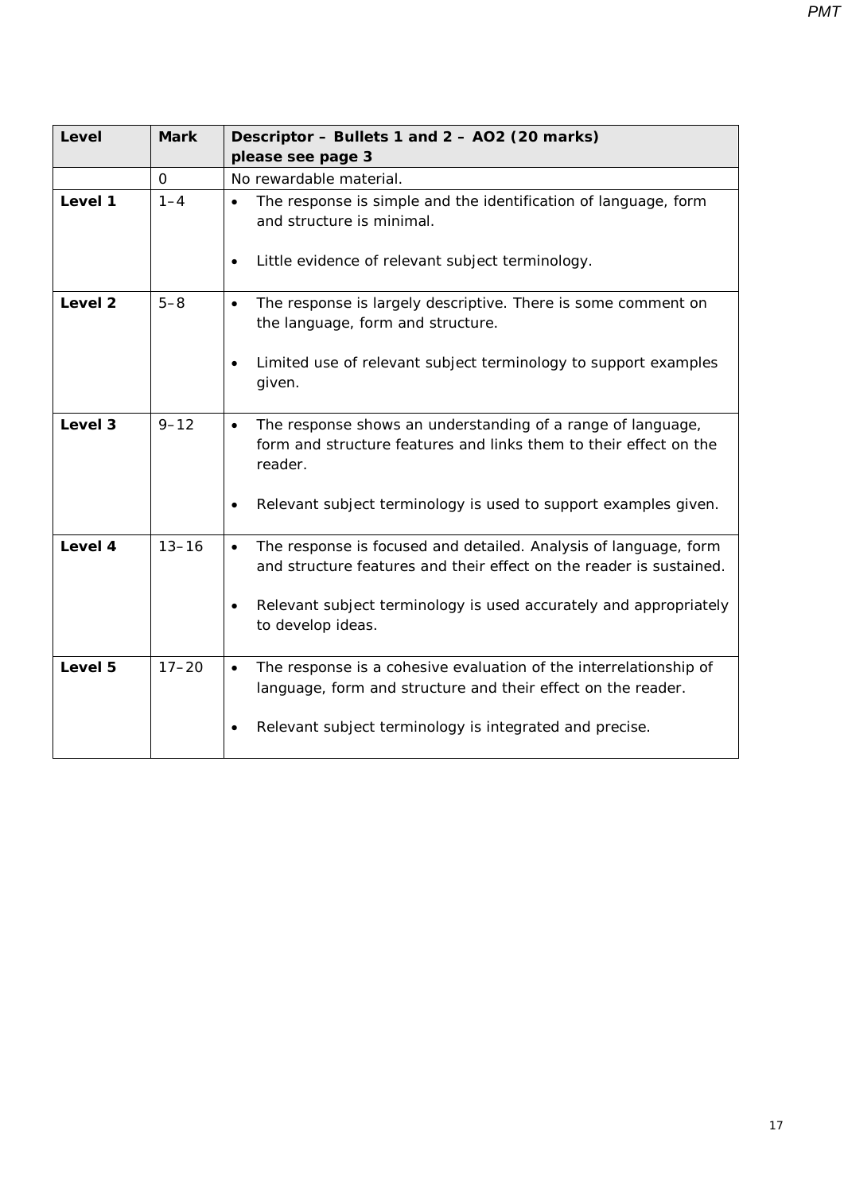| Level | Mark | Descriptor – Bullets 1 and 2 – AO2 (20 marks) please see page 3 |
|---|---|---|
| | 0 | No rewardable material. |
| **Level 1** | 1–4 | • The response is simple and the identification of language, form and structure is minimal.<br><br>• Little evidence of relevant subject terminology. |
| **Level 2** | 5–8 | • The response is largely descriptive. There is some comment on the language, form and structure.<br><br>• Limited use of relevant subject terminology to support examples given. |
| **Level 3** | 9–12 | • The response shows an understanding of a range of language, form and structure features and links them to their effect on the reader.<br><br>• Relevant subject terminology is used to support examples given. |
| **Level 4** | 13–16 | • The response is focused and detailed. Analysis of language, form and structure features and their effect on the reader is sustained.<br><br>• Relevant subject terminology is used accurately and appropriately to develop ideas. |
| **Level 5** | 17–20 | • The response is a cohesive evaluation of the interrelationship of language, form and structure and their effect on the reader.<br><br>• Relevant subject terminology is integrated and precise. |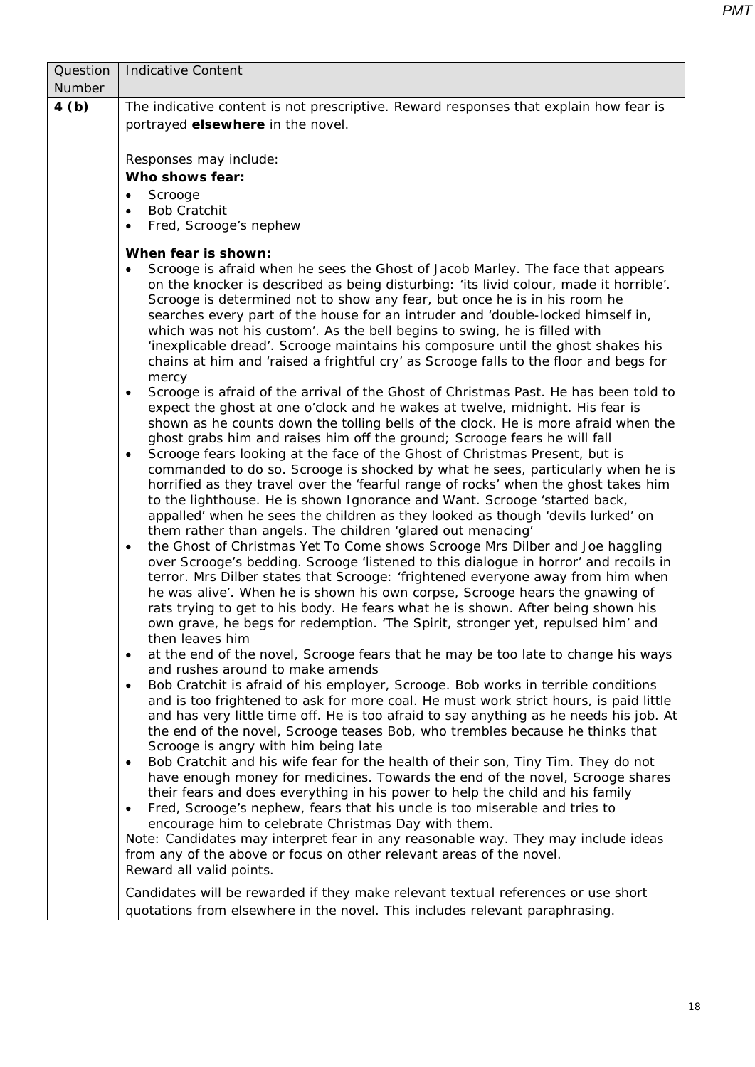| Question Number | Indicative Content |
|---|---|
| **4 (b)** | The indicative content is not prescriptive. Reward responses that explain how fear is portrayed **elsewhere** in the novel.<br><br>Responses may include:<br>**Who shows fear:**<br>• Scrooge<br>• Bob Cratchit<br>• Fred, Scrooge's nephew<br><br>**When fear is shown:**<br>• Scrooge is afraid when he sees the Ghost of Jacob Marley. The face that appears on the knocker is described as being disturbing: 'its livid colour, made it horrible'. Scrooge is determined not to show any fear, but once he is in his room he searches every part of the house for an intruder and 'double-locked himself in, which was not his custom'. As the bell begins to swing, he is filled with 'inexplicable dread'. Scrooge maintains his composure until the ghost shakes his chains at him and 'raised a frightful cry' as Scrooge falls to the floor and begs for mercy<br>• Scrooge is afraid of the arrival of the Ghost of Christmas Past. He has been told to expect the ghost at one o'clock and he wakes at twelve, midnight. His fear is shown as he counts down the tolling bells of the clock. He is more afraid when the ghost grabs him and raises him off the ground; Scrooge fears he will fall<br>• Scrooge fears looking at the face of the Ghost of Christmas Present, but is commanded to do so. Scrooge is shocked by what he sees, particularly when he is horrified as they travel over the 'fearful range of rocks' when the ghost takes him to the lighthouse. He is shown Ignorance and Want. Scrooge 'started back, appalled' when he sees the children as they looked as though 'devils lurked' on them rather than angels. The children 'glared out menacing'<br>• the Ghost of Christmas Yet To Come shows Scrooge Mrs Dilber and Joe haggling over Scrooge's bedding. Scrooge 'listened to this dialogue in horror' and recoils in terror. Mrs Dilber states that Scrooge: 'frightened everyone away from him when he was alive'. When he is shown his own corpse, Scrooge hears the gnawing of rats trying to get to his body. He fears what he is shown. After being shown his own grave, he begs for redemption. 'The Spirit, stronger yet, repulsed him' and then leaves him<br>• at the end of the novel, Scrooge fears that he may be too late to change his ways and rushes around to make amends<br>• Bob Cratchit is afraid of his employer, Scrooge. Bob works in terrible conditions and is too frightened to ask for more coal. He must work strict hours, is paid little and has very little time off. He is too afraid to say anything as he needs his job. At the end of the novel, Scrooge teases Bob, who trembles because he thinks that Scrooge is angry with him being late<br>• Bob Cratchit and his wife fear for the health of their son, Tiny Tim. They do not have enough money for medicines. Towards the end of the novel, Scrooge shares their fears and does everything in his power to help the child and his family<br>• Fred, Scrooge's nephew, fears that his uncle is too miserable and tries to encourage him to celebrate Christmas Day with them.<br>Note: Candidates may interpret fear in any reasonable way. They may include ideas from any of the above or focus on other relevant areas of the novel.<br>Reward all valid points.<br><br>Candidates will be rewarded if they make relevant textual references or use short quotations from elsewhere in the novel. This includes relevant paraphrasing. |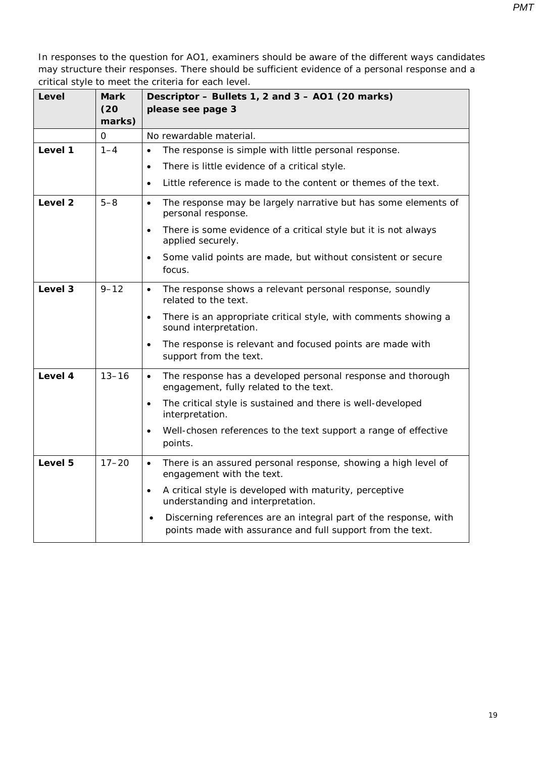In responses to the question for AO1, examiners should be aware of the different ways candidates may structure their responses. There should be sufficient evidence of a personal response and a critical style to meet the criteria for each level.

| Level | Mark (20 marks) | Descriptor – Bullets 1, 2 and 3 – AO1 (20 marks) please see page 3 |
|---|---|---|
| | 0 | No rewardable material. |
| **Level 1** | 1–4 | • The response is simple with little personal response.<br>• There is little evidence of a critical style.<br>• Little reference is made to the content or themes of the text. |
| **Level 2** | 5–8 | • The response may be largely narrative but has some elements of personal response.<br>• There is some evidence of a critical style but it is not always applied securely.<br>• Some valid points are made, but without consistent or secure focus. |
| **Level 3** | 9–12 | • The response shows a relevant personal response, soundly related to the text.<br>• There is an appropriate critical style, with comments showing a sound interpretation.<br>• The response is relevant and focused points are made with support from the text. |
| **Level 4** | 13–16 | • The response has a developed personal response and thorough engagement, fully related to the text.<br>• The critical style is sustained and there is well-developed interpretation.<br>• Well-chosen references to the text support a range of effective points. |
| **Level 5** | 17–20 | • There is an assured personal response, showing a high level of engagement with the text.<br>• A critical style is developed with maturity, perceptive understanding and interpretation.<br>• Discerning references are an integral part of the response, with points made with assurance and full support from the text. |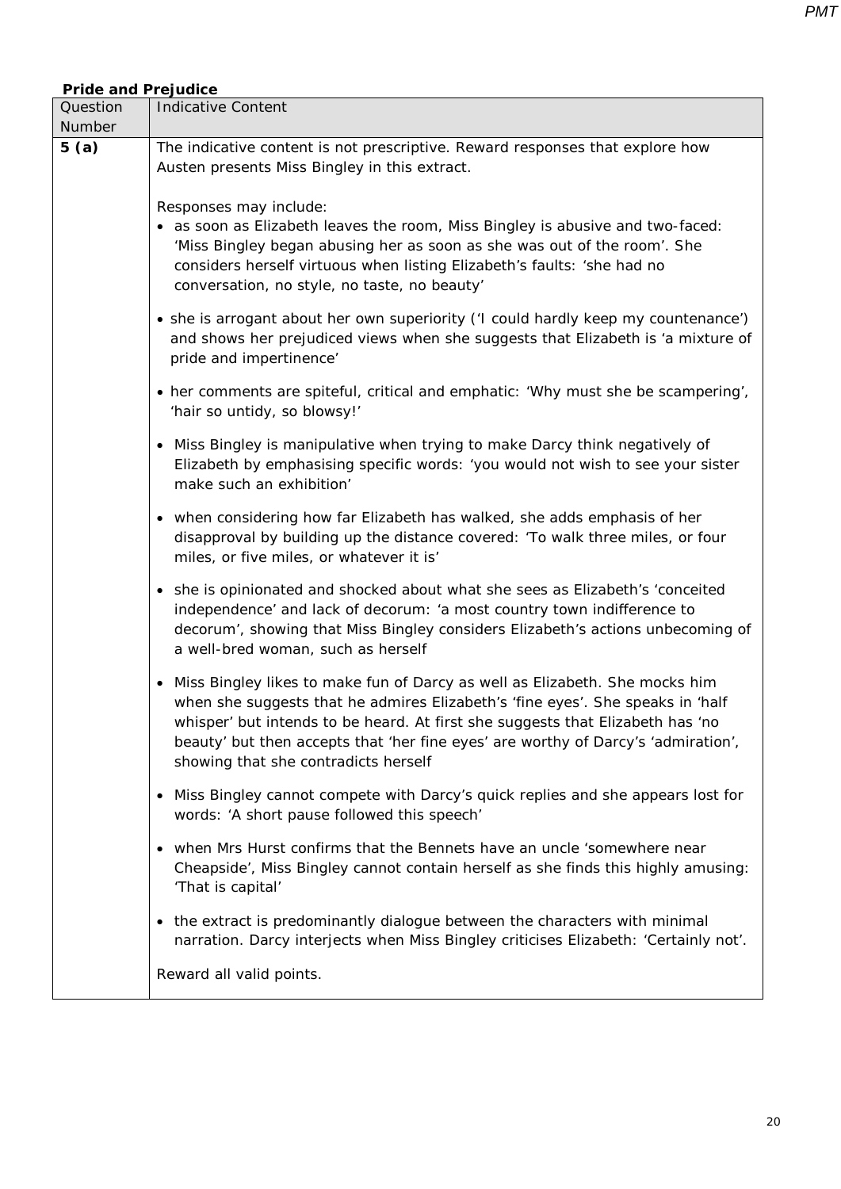**Pride and Prejudice**

| Question Number | Indicative Content |
|---|---|
| **5 (a)** | The indicative content is not prescriptive. Reward responses that explore how Austen presents Miss Bingley in this extract.<br><br>Responses may include:<br>• as soon as Elizabeth leaves the room, Miss Bingley is abusive and two-faced: 'Miss Bingley began abusing her as soon as she was out of the room'. She considers herself virtuous when listing Elizabeth's faults: 'she had no conversation, no style, no taste, no beauty'<br>• she is arrogant about her own superiority ('I could hardly keep my countenance') and shows her prejudiced views when she suggests that Elizabeth is 'a mixture of pride and impertinence'<br>• her comments are spiteful, critical and emphatic: 'Why must she be scampering', 'hair so untidy, so blowsy!'<br>• Miss Bingley is manipulative when trying to make Darcy think negatively of Elizabeth by emphasising specific words: 'you would not wish to see your sister make such an exhibition'<br>• when considering how far Elizabeth has walked, she adds emphasis of her disapproval by building up the distance covered: 'To walk three miles, or four miles, or five miles, or whatever it is'<br>• she is opinionated and shocked about what she sees as Elizabeth's 'conceited independence' and lack of decorum: 'a most country town indifference to decorum', showing that Miss Bingley considers Elizabeth's actions unbecoming of a well-bred woman, such as herself<br>• Miss Bingley likes to make fun of Darcy as well as Elizabeth. She mocks him when she suggests that he admires Elizabeth's 'fine eyes'. She speaks in 'half whisper' but intends to be heard. At first she suggests that Elizabeth has 'no beauty' but then accepts that 'her fine eyes' are worthy of Darcy's 'admiration', showing that she contradicts herself<br>• Miss Bingley cannot compete with Darcy's quick replies and she appears lost for words: 'A short pause followed this speech'<br>• when Mrs Hurst confirms that the Bennets have an uncle 'somewhere near Cheapside', Miss Bingley cannot contain herself as she finds this highly amusing: 'That is capital'<br>• the extract is predominantly dialogue between the characters with minimal narration. Darcy interjects when Miss Bingley criticises Elizabeth: 'Certainly not'.<br><br>Reward all valid points. |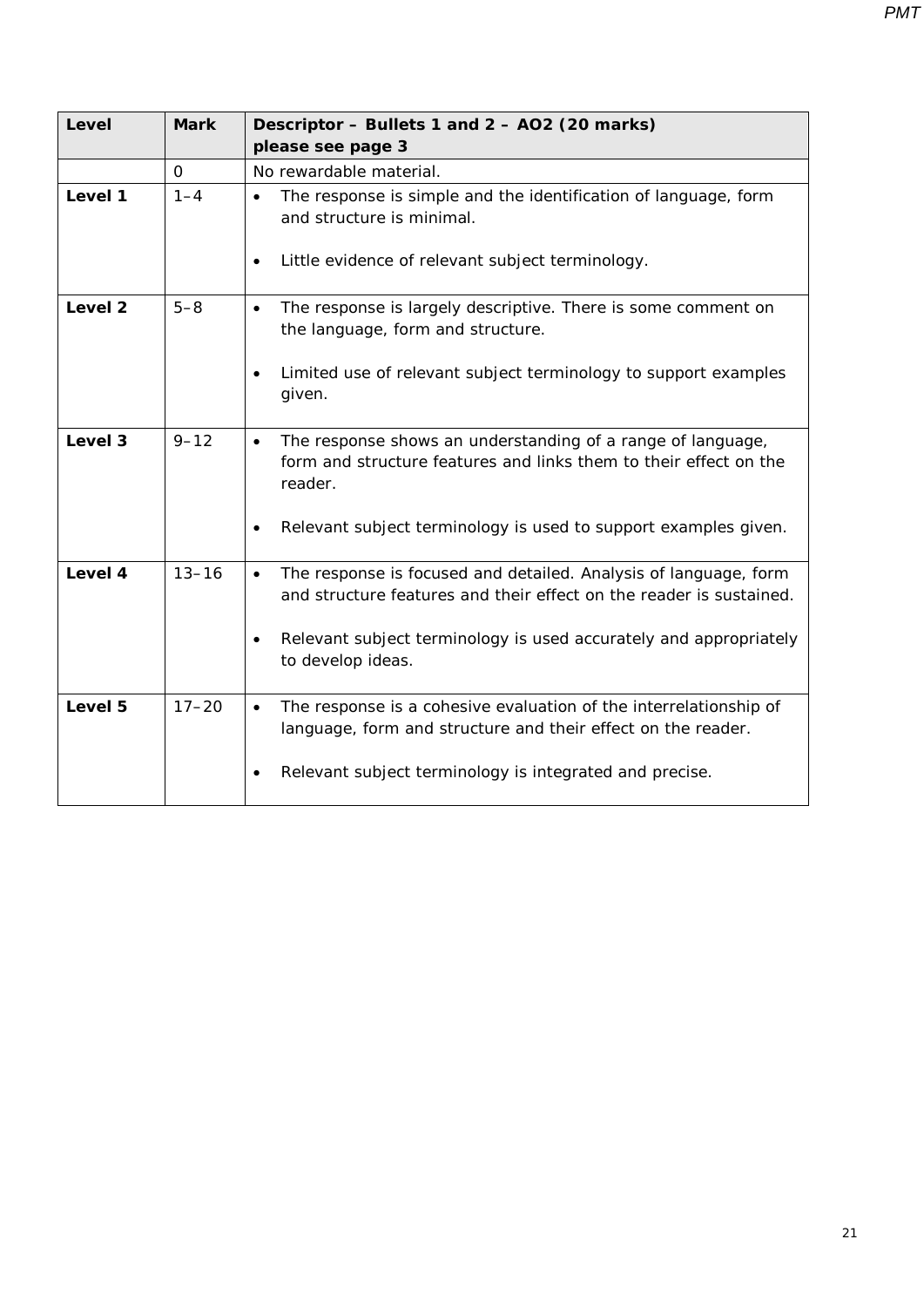| Level | Mark | Descriptor – Bullets 1 and 2 – AO2 (20 marks) please see page 3 |
|---|---|---|
| | 0 | No rewardable material. |
| **Level 1** | 1–4 | • The response is simple and the identification of language, form and structure is minimal.<br><br>• Little evidence of relevant subject terminology. |
| **Level 2** | 5–8 | • The response is largely descriptive. There is some comment on the language, form and structure.<br><br>• Limited use of relevant subject terminology to support examples given. |
| **Level 3** | 9–12 | • The response shows an understanding of a range of language, form and structure features and links them to their effect on the reader.<br><br>• Relevant subject terminology is used to support examples given. |
| **Level 4** | 13–16 | • The response is focused and detailed. Analysis of language, form and structure features and their effect on the reader is sustained.<br><br>• Relevant subject terminology is used accurately and appropriately to develop ideas. |
| **Level 5** | 17–20 | • The response is a cohesive evaluation of the interrelationship of language, form and structure and their effect on the reader.<br><br>• Relevant subject terminology is integrated and precise. |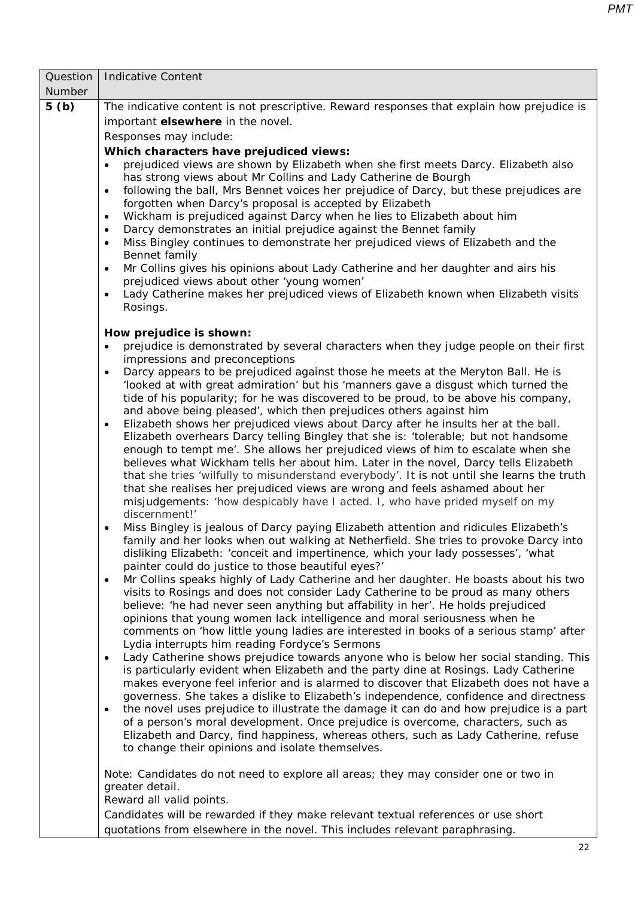| Question Number | Indicative Content |
|---|---|
| **5 (b)** | The indicative content is not prescriptive. Reward responses that explain how prejudice is important **elsewhere** in the novel.<br>Responses may include:<br>**Which characters have prejudiced views:**<br>• prejudiced views are shown by Elizabeth when she first meets Darcy. Elizabeth also has strong views about Mr Collins and Lady Catherine de Bourgh<br>• following the ball, Mrs Bennet voices her prejudice of Darcy, but these prejudices are forgotten when Darcy's proposal is accepted by Elizabeth<br>• Wickham is prejudiced against Darcy when he lies to Elizabeth about him<br>• Darcy demonstrates an initial prejudice against the Bennet family<br>• Miss Bingley continues to demonstrate her prejudiced views of Elizabeth and the Bennet family<br>• Mr Collins gives his opinions about Lady Catherine and her daughter and airs his prejudiced views about other 'young women'<br>• Lady Catherine makes her prejudiced views of Elizabeth known when Elizabeth visits Rosings.<br><br>**How prejudice is shown:**<br>• prejudice is demonstrated by several characters when they judge people on their first impressions and preconceptions<br>• Darcy appears to be prejudiced against those he meets at the Meryton Ball. He is 'looked at with great admiration' but his 'manners gave a disgust which turned the tide of his popularity; for he was discovered to be proud, to be above his company, and above being pleased', which then prejudices others against him<br>• Elizabeth shows her prejudiced views about Darcy after he insults her at the ball. Elizabeth overhears Darcy telling Bingley that she is: 'tolerable; but not handsome enough to tempt me'. She allows her prejudiced views of him to escalate when she believes what Wickham tells her about him. Later in the novel, Darcy tells Elizabeth that she tries 'wilfully to misunderstand everybody'. It is not until she learns the truth that she realises her prejudiced views are wrong and feels ashamed about her misjudgements: 'how despicably have I acted. I, who have prided myself on my discernment!'<br>• Miss Bingley is jealous of Darcy paying Elizabeth attention and ridicules Elizabeth's family and her looks when out walking at Netherfield. She tries to provoke Darcy into disliking Elizabeth: 'conceit and impertinence, which your lady possesses', 'what painter could do justice to those beautiful eyes?'<br>• Mr Collins speaks highly of Lady Catherine and her daughter. He boasts about his two visits to Rosings and does not consider Lady Catherine to be proud as many others believe: 'he had never seen anything but affability in her'. He holds prejudiced opinions that young women lack intelligence and moral seriousness when he comments on 'how little young ladies are interested in books of a serious stamp' after Lydia interrupts him reading Fordyce's Sermons<br>• Lady Catherine shows prejudice towards anyone who is below her social standing. This is particularly evident when Elizabeth and the party dine at Rosings. Lady Catherine makes everyone feel inferior and is alarmed to discover that Elizabeth does not have a governess. She takes a dislike to Elizabeth's independence, confidence and directness<br>• the novel uses prejudice to illustrate the damage it can do and how prejudice is a part of a person's moral development. Once prejudice is overcome, characters, such as Elizabeth and Darcy, find happiness, whereas others, such as Lady Catherine, refuse to change their opinions and isolate themselves.<br><br>Note: Candidates do not need to explore all areas; they may consider one or two in greater detail.<br>Reward all valid points.<br>Candidates will be rewarded if they make relevant textual references or use short quotations from elsewhere in the novel. This includes relevant paraphrasing. |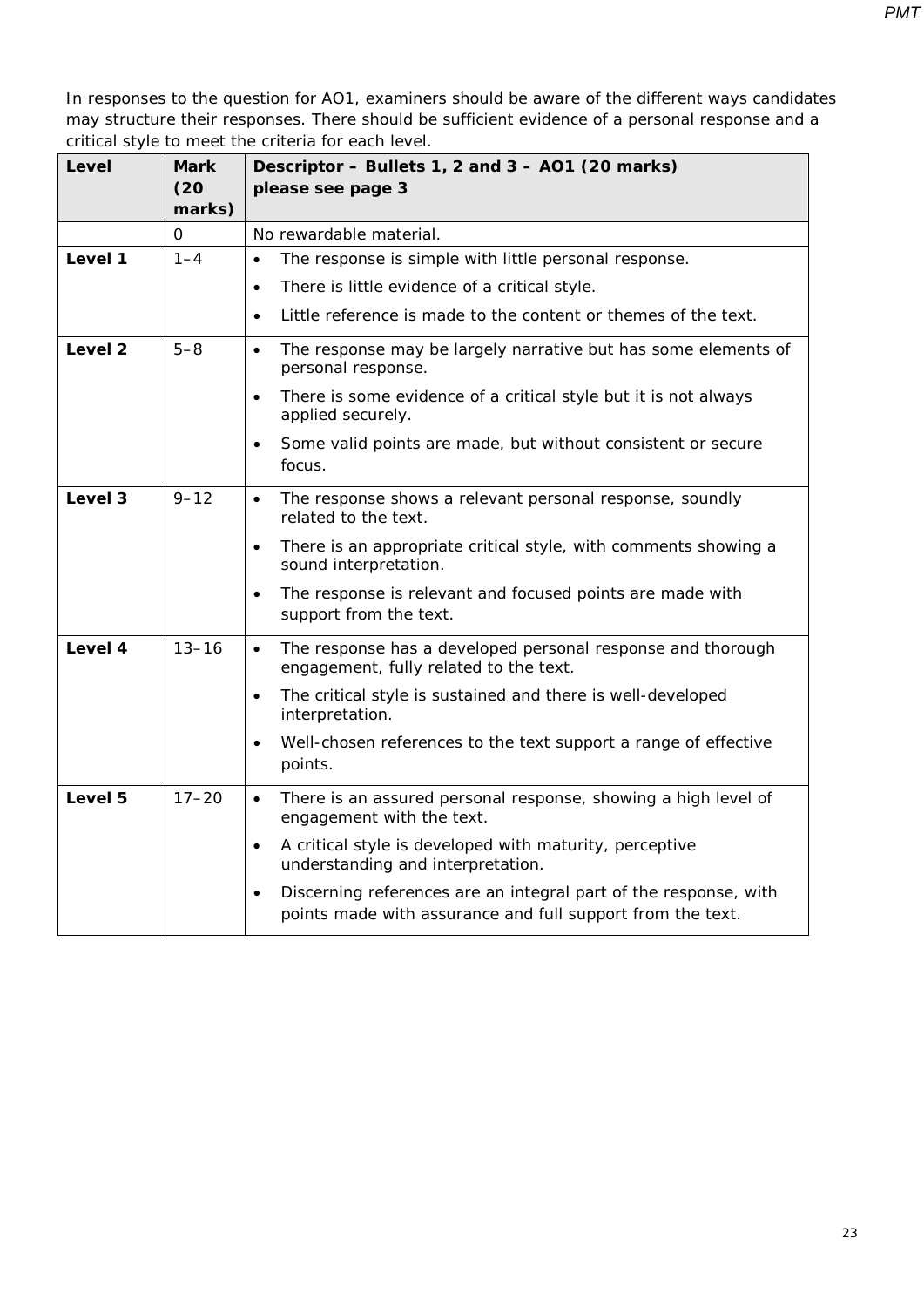In responses to the question for AO1, examiners should be aware of the different ways candidates may structure their responses. There should be sufficient evidence of a personal response and a critical style to meet the criteria for each level.

| Level | Mark (20 marks) | Descriptor – Bullets 1, 2 and 3 – AO1 (20 marks) please see page 3 |
|---|---|---|
| | 0 | No rewardable material. |
| **Level 1** | 1–4 | • The response is simple with little personal response.<br>• There is little evidence of a critical style.<br>• Little reference is made to the content or themes of the text. |
| **Level 2** | 5–8 | • The response may be largely narrative but has some elements of personal response.<br>• There is some evidence of a critical style but it is not always applied securely.<br>• Some valid points are made, but without consistent or secure focus. |
| **Level 3** | 9–12 | • The response shows a relevant personal response, soundly related to the text.<br>• There is an appropriate critical style, with comments showing a sound interpretation.<br>• The response is relevant and focused points are made with support from the text. |
| **Level 4** | 13–16 | • The response has a developed personal response and thorough engagement, fully related to the text.<br>• The critical style is sustained and there is well-developed interpretation.<br>• Well-chosen references to the text support a range of effective points. |
| **Level 5** | 17–20 | • There is an assured personal response, showing a high level of engagement with the text.<br>• A critical style is developed with maturity, perceptive understanding and interpretation.<br>• Discerning references are an integral part of the response, with points made with assurance and full support from the text. |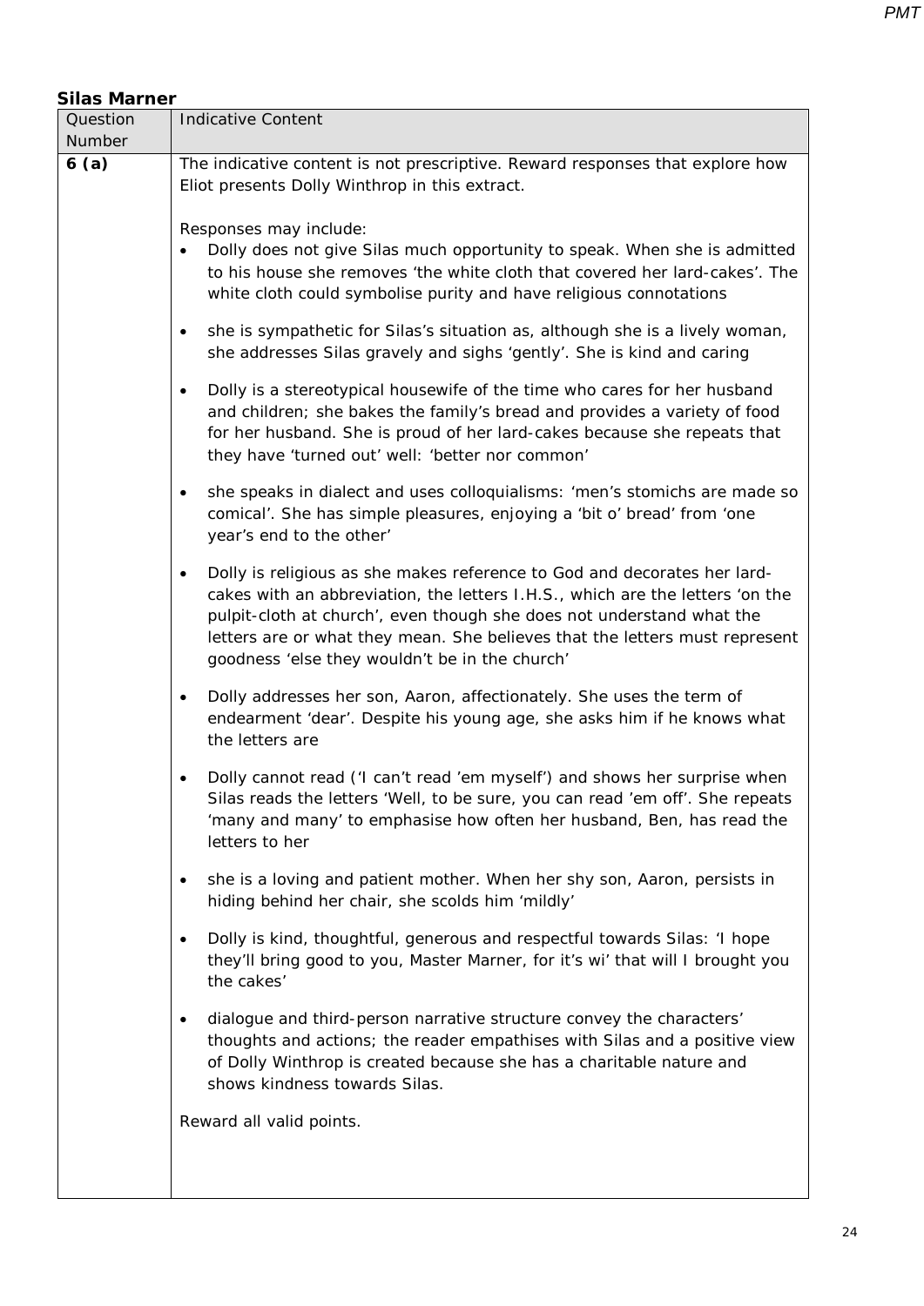**Silas Marner**

| Question Number | Indicative Content |
|---|---|
| **6 (a)** | The indicative content is not prescriptive. Reward responses that explore how Eliot presents Dolly Winthrop in this extract.<br><br>Responses may include:<br>• Dolly does not give Silas much opportunity to speak. When she is admitted to his house she removes 'the white cloth that covered her lard-cakes'. The white cloth could symbolise purity and have religious connotations<br>• she is sympathetic for Silas's situation as, although she is a lively woman, she addresses Silas gravely and sighs 'gently'. She is kind and caring<br>• Dolly is a stereotypical housewife of the time who cares for her husband and children; she bakes the family's bread and provides a variety of food for her husband. She is proud of her lard-cakes because she repeats that they have 'turned out' well: 'better nor common'<br>• she speaks in dialect and uses colloquialisms: 'men's stomichs are made so comical'. She has simple pleasures, enjoying a 'bit o' bread' from 'one year's end to the other'<br>• Dolly is religious as she makes reference to God and decorates her lard-cakes with an abbreviation, the letters I.H.S., which are the letters 'on the pulpit-cloth at church', even though she does not understand what the letters are or what they mean. She believes that the letters must represent goodness 'else they wouldn't be in the church'<br>• Dolly addresses her son, Aaron, affectionately. She uses the term of endearment 'dear'. Despite his young age, she asks him if he knows what the letters are<br>• Dolly cannot read ('I can't read 'em myself') and shows her surprise when Silas reads the letters 'Well, to be sure, you can read 'em off'. She repeats 'many and many' to emphasise how often her husband, Ben, has read the letters to her<br>• she is a loving and patient mother. When her shy son, Aaron, persists in hiding behind her chair, she scolds him 'mildly'<br>• Dolly is kind, thoughtful, generous and respectful towards Silas: 'I hope they'll bring good to you, Master Marner, for it's wi' that will I brought you the cakes'<br>• dialogue and third-person narrative structure convey the characters' thoughts and actions; the reader empathises with Silas and a positive view of Dolly Winthrop is created because she has a charitable nature and shows kindness towards Silas.<br><br>Reward all valid points. |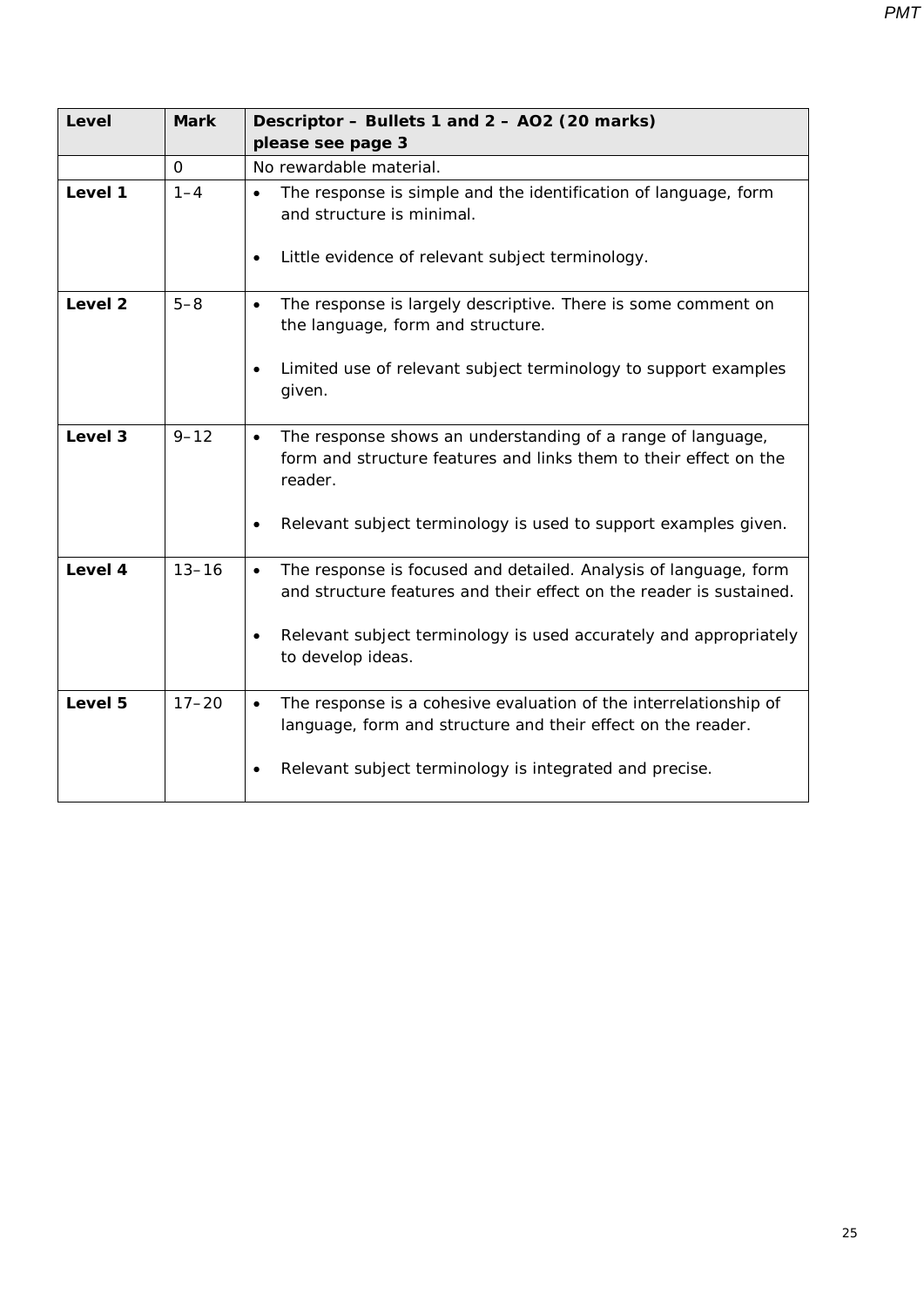| Level | Mark | Descriptor – Bullets 1 and 2 – AO2 (20 marks) please see page 3 |
|---|---|---|
| | 0 | No rewardable material. |
| **Level 1** | 1–4 | • The response is simple and the identification of language, form and structure is minimal. <br> • Little evidence of relevant subject terminology. |
| **Level 2** | 5–8 | • The response is largely descriptive. There is some comment on the language, form and structure. <br> • Limited use of relevant subject terminology to support examples given. |
| **Level 3** | 9–12 | • The response shows an understanding of a range of language, form and structure features and links them to their effect on the reader. <br> • Relevant subject terminology is used to support examples given. |
| **Level 4** | 13–16 | • The response is focused and detailed. Analysis of language, form and structure features and their effect on the reader is sustained. <br> • Relevant subject terminology is used accurately and appropriately to develop ideas. |
| **Level 5** | 17–20 | • The response is a cohesive evaluation of the interrelationship of language, form and structure and their effect on the reader. <br> • Relevant subject terminology is integrated and precise. |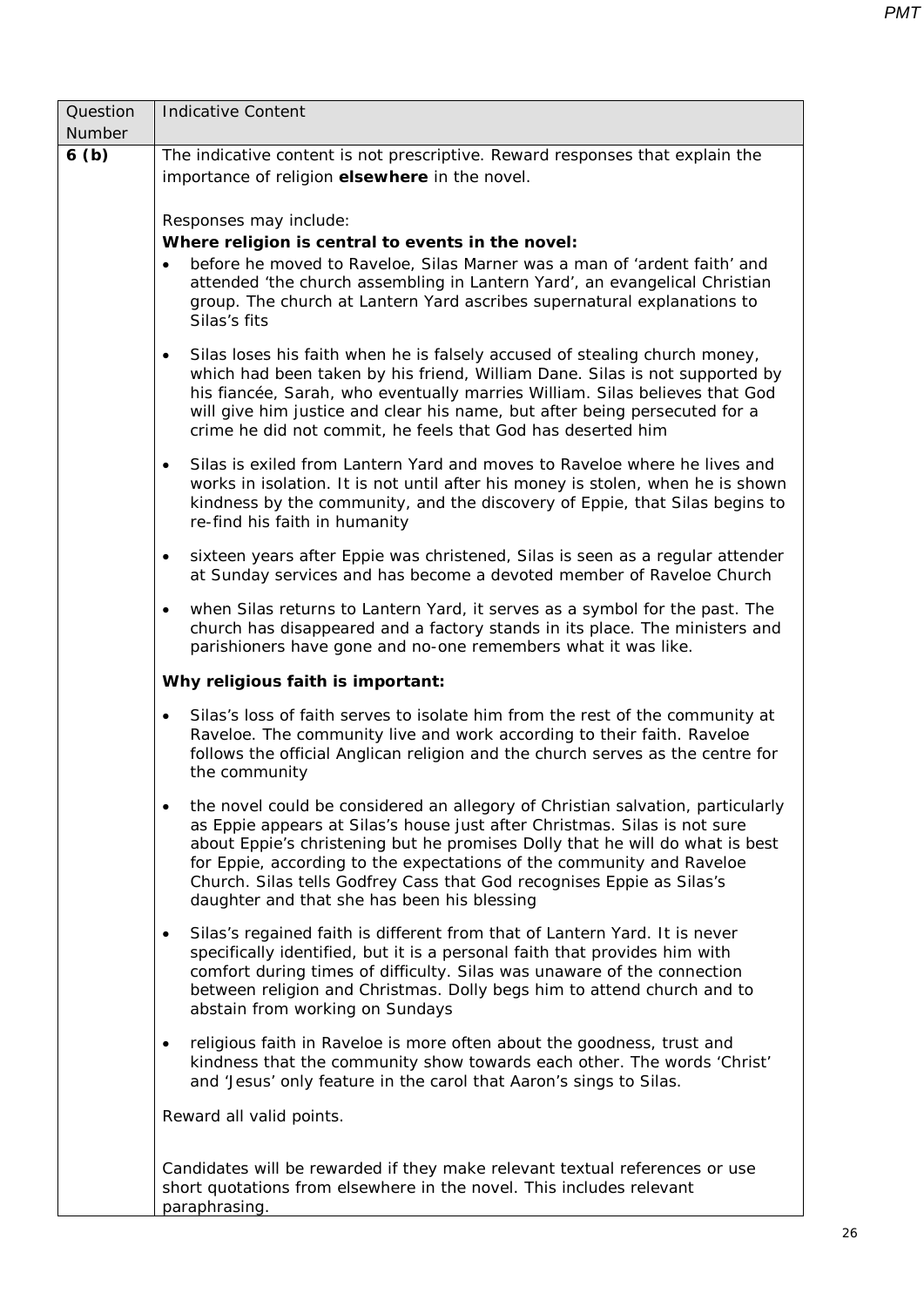| Question Number | Indicative Content |
|---|---|
| 6 (b) | The indicative content is not prescriptive. Reward responses that explain the importance of religion **elsewhere** in the novel.<br><br>Responses may include:<br>**Where religion is central to events in the novel:**<br>• before he moved to Raveloe, Silas Marner was a man of 'ardent faith' and attended 'the church assembling in Lantern Yard', an evangelical Christian group. The church at Lantern Yard ascribes supernatural explanations to Silas's fits<br>• Silas loses his faith when he is falsely accused of stealing church money, which had been taken by his friend, William Dane. Silas is not supported by his fiancée, Sarah, who eventually marries William. Silas believes that God will give him justice and clear his name, but after being persecuted for a crime he did not commit, he feels that God has deserted him<br>• Silas is exiled from Lantern Yard and moves to Raveloe where he lives and works in isolation. It is not until after his money is stolen, when he is shown kindness by the community, and the discovery of Eppie, that Silas begins to re-find his faith in humanity<br>• sixteen years after Eppie was christened, Silas is seen as a regular attender at Sunday services and has become a devoted member of Raveloe Church<br>• when Silas returns to Lantern Yard, it serves as a symbol for the past. The church has disappeared and a factory stands in its place. The ministers and parishioners have gone and no-one remembers what it was like.<br><br>**Why religious faith is important:**<br>• Silas's loss of faith serves to isolate him from the rest of the community at Raveloe. The community live and work according to their faith. Raveloe follows the official Anglican religion and the church serves as the centre for the community<br>• the novel could be considered an allegory of Christian salvation, particularly as Eppie appears at Silas's house just after Christmas. Silas is not sure about Eppie's christening but he promises Dolly that he will do what is best for Eppie, according to the expectations of the community and Raveloe Church. Silas tells Godfrey Cass that God recognises Eppie as Silas's daughter and that she has been his blessing<br>• Silas's regained faith is different from that of Lantern Yard. It is never specifically identified, but it is a personal faith that provides him with comfort during times of difficulty. Silas was unaware of the connection between religion and Christmas. Dolly begs him to attend church and to abstain from working on Sundays<br>• religious faith in Raveloe is more often about the goodness, trust and kindness that the community show towards each other. The words 'Christ' and 'Jesus' only feature in the carol that Aaron's sings to Silas.<br><br>Reward all valid points.<br><br>Candidates will be rewarded if they make relevant textual references or use short quotations from elsewhere in the novel. This includes relevant paraphrasing. |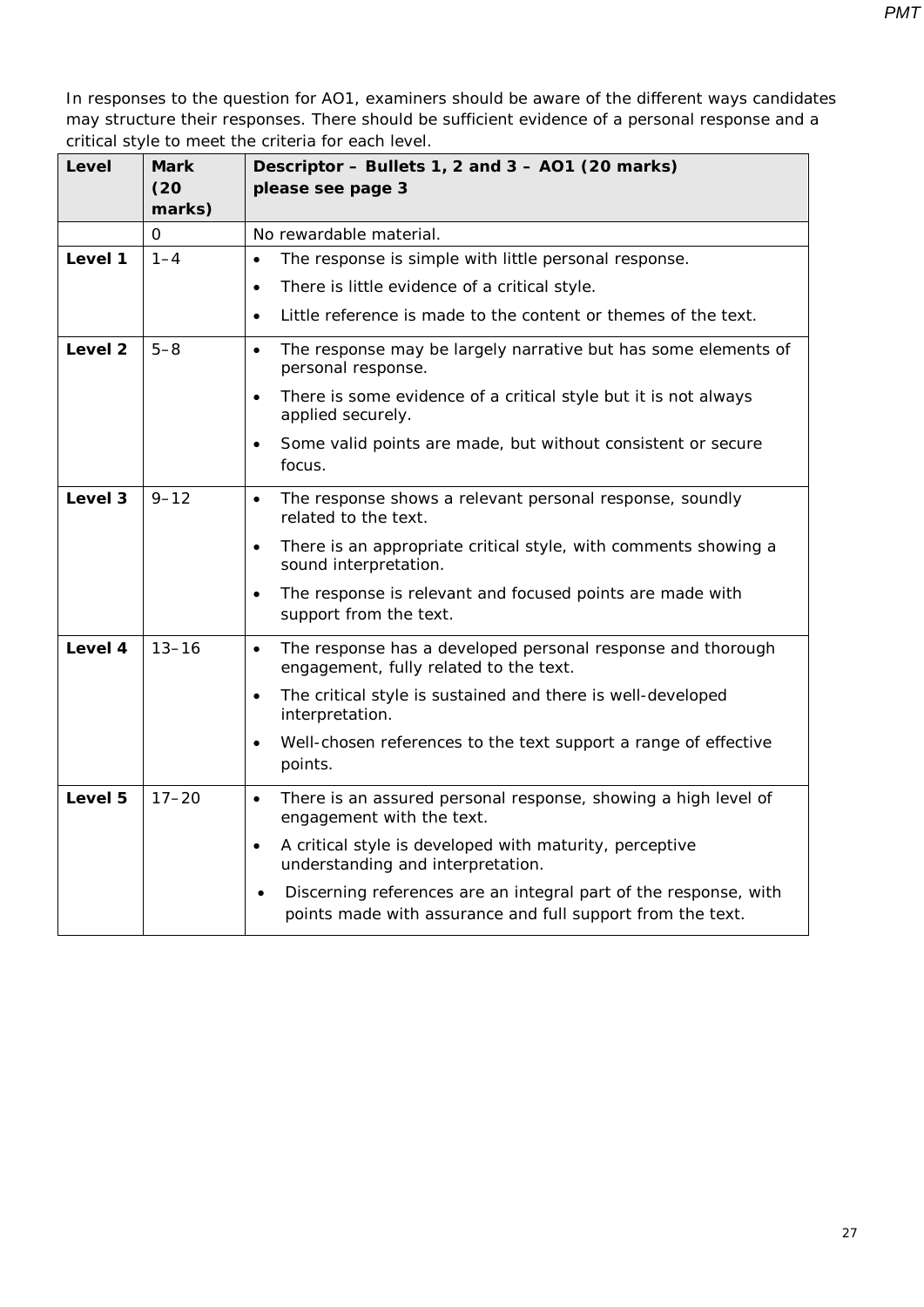In responses to the question for AO1, examiners should be aware of the different ways candidates may structure their responses. There should be sufficient evidence of a personal response and a critical style to meet the criteria for each level.

| Level | Mark (20 marks) | Descriptor – Bullets 1, 2 and 3 – AO1 (20 marks) please see page 3 |
|---|---|---|
| | 0 | No rewardable material. |
| **Level 1** | 1–4 | • The response is simple with little personal response.<br>• There is little evidence of a critical style.<br>• Little reference is made to the content or themes of the text. |
| **Level 2** | 5–8 | • The response may be largely narrative but has some elements of personal response.<br>• There is some evidence of a critical style but it is not always applied securely.<br>• Some valid points are made, but without consistent or secure focus. |
| **Level 3** | 9–12 | • The response shows a relevant personal response, soundly related to the text.<br>• There is an appropriate critical style, with comments showing a sound interpretation.<br>• The response is relevant and focused points are made with support from the text. |
| **Level 4** | 13–16 | • The response has a developed personal response and thorough engagement, fully related to the text.<br>• The critical style is sustained and there is well-developed interpretation.<br>• Well-chosen references to the text support a range of effective points. |
| **Level 5** | 17–20 | • There is an assured personal response, showing a high level of engagement with the text.<br>• A critical style is developed with maturity, perceptive understanding and interpretation.<br>• Discerning references are an integral part of the response, with points made with assurance and full support from the text. |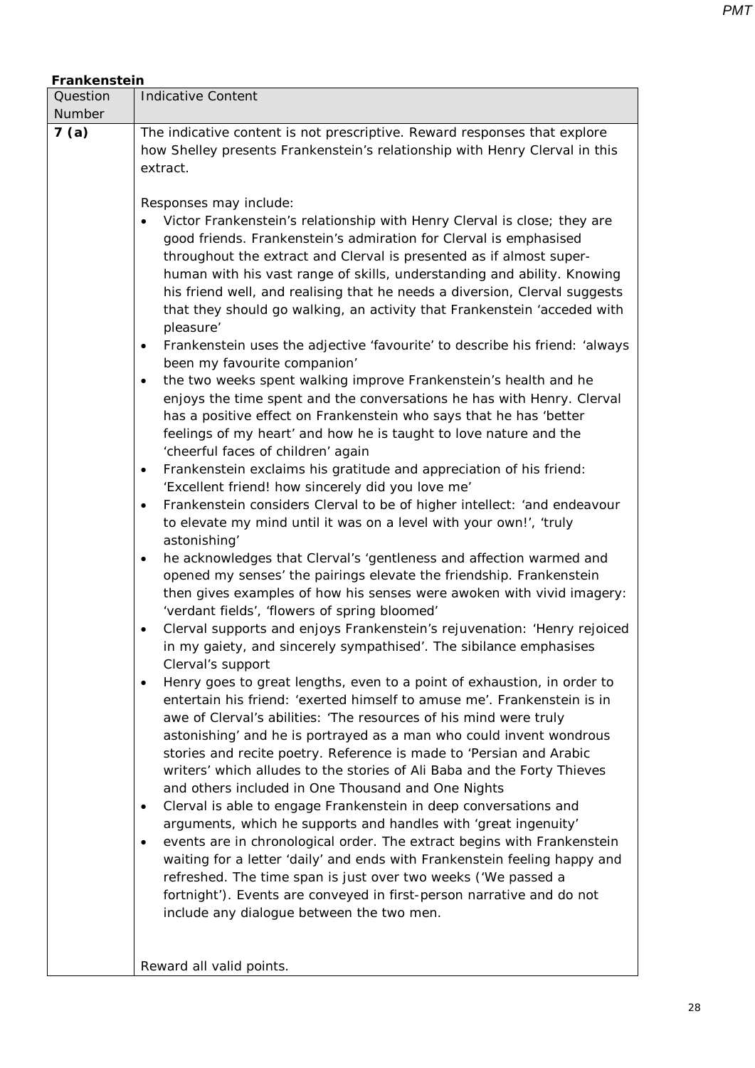**Frankenstein**

| Question Number | Indicative Content |
|---|---|
| **7 (a)** | The indicative content is not prescriptive. Reward responses that explore how Shelley presents Frankenstein's relationship with Henry Clerval in this extract.<br><br>Responses may include:<br>• Victor Frankenstein's relationship with Henry Clerval is close; they are good friends. Frankenstein's admiration for Clerval is emphasised throughout the extract and Clerval is presented as if almost super-human with his vast range of skills, understanding and ability. Knowing his friend well, and realising that he needs a diversion, Clerval suggests that they should go walking, an activity that Frankenstein 'acceded with pleasure'<br>• Frankenstein uses the adjective 'favourite' to describe his friend: 'always been my favourite companion'<br>• the two weeks spent walking improve Frankenstein's health and he enjoys the time spent and the conversations he has with Henry. Clerval has a positive effect on Frankenstein who says that he has 'better feelings of my heart' and how he is taught to love nature and the 'cheerful faces of children' again<br>• Frankenstein exclaims his gratitude and appreciation of his friend: 'Excellent friend! how sincerely did you love me'<br>• Frankenstein considers Clerval to be of higher intellect: 'and endeavour to elevate my mind until it was on a level with your own!', 'truly astonishing'<br>• he acknowledges that Clerval's 'gentleness and affection warmed and opened my senses' the pairings elevate the friendship. Frankenstein then gives examples of how his senses were awoken with vivid imagery: 'verdant fields', 'flowers of spring bloomed'<br>• Clerval supports and enjoys Frankenstein's rejuvenation: 'Henry rejoiced in my gaiety, and sincerely sympathised'. The sibilance emphasises Clerval's support<br>• Henry goes to great lengths, even to a point of exhaustion, in order to entertain his friend: 'exerted himself to amuse me'. Frankenstein is in awe of Clerval's abilities: 'The resources of his mind were truly astonishing' and he is portrayed as a man who could invent wondrous stories and recite poetry. Reference is made to 'Persian and Arabic writers' which alludes to the stories of Ali Baba and the Forty Thieves and others included in One Thousand and One Nights<br>• Clerval is able to engage Frankenstein in deep conversations and arguments, which he supports and handles with 'great ingenuity'<br>• events are in chronological order. The extract begins with Frankenstein waiting for a letter 'daily' and ends with Frankenstein feeling happy and refreshed. The time span is just over two weeks ('We passed a fortnight'). Events are conveyed in first-person narrative and do not include any dialogue between the two men.<br><br>Reward all valid points. |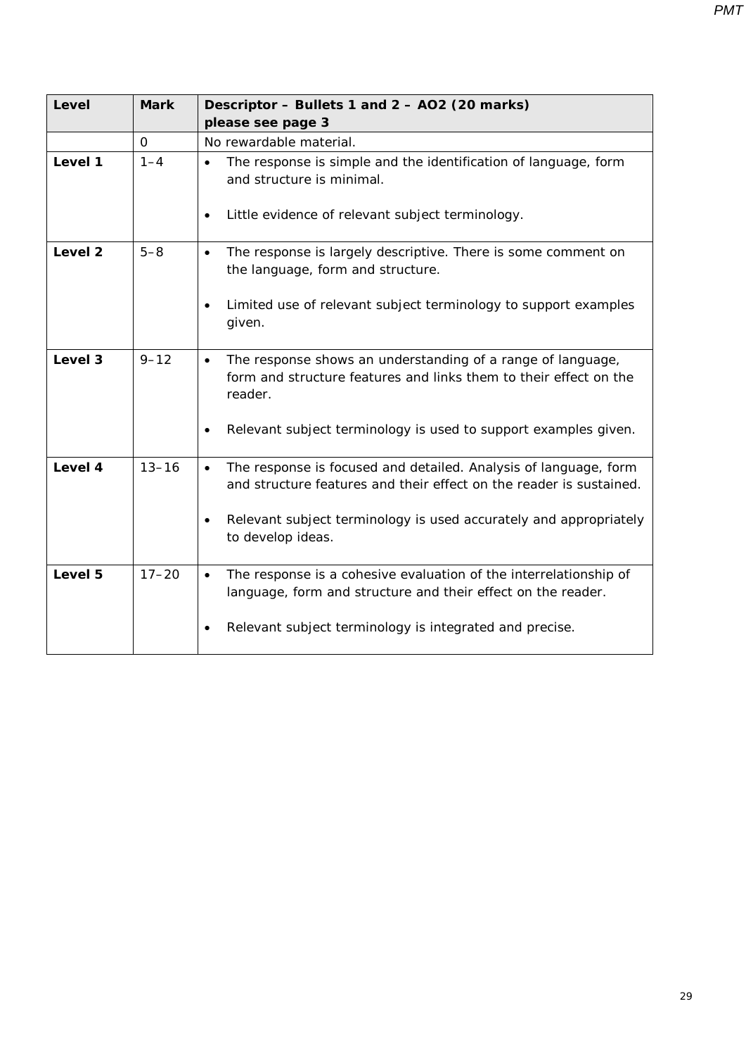| Level | Mark | Descriptor – Bullets 1 and 2 – AO2 (20 marks) please see page 3 |
|---|---|---|
| | 0 | No rewardable material. |
| **Level 1** | 1–4 | • The response is simple and the identification of language, form and structure is minimal.<br>• Little evidence of relevant subject terminology. |
| **Level 2** | 5–8 | • The response is largely descriptive. There is some comment on the language, form and structure.<br>• Limited use of relevant subject terminology to support examples given. |
| **Level 3** | 9–12 | • The response shows an understanding of a range of language, form and structure features and links them to their effect on the reader.<br>• Relevant subject terminology is used to support examples given. |
| **Level 4** | 13–16 | • The response is focused and detailed. Analysis of language, form and structure features and their effect on the reader is sustained.<br>• Relevant subject terminology is used accurately and appropriately to develop ideas. |
| **Level 5** | 17–20 | • The response is a cohesive evaluation of the interrelationship of language, form and structure and their effect on the reader.<br>• Relevant subject terminology is integrated and precise. |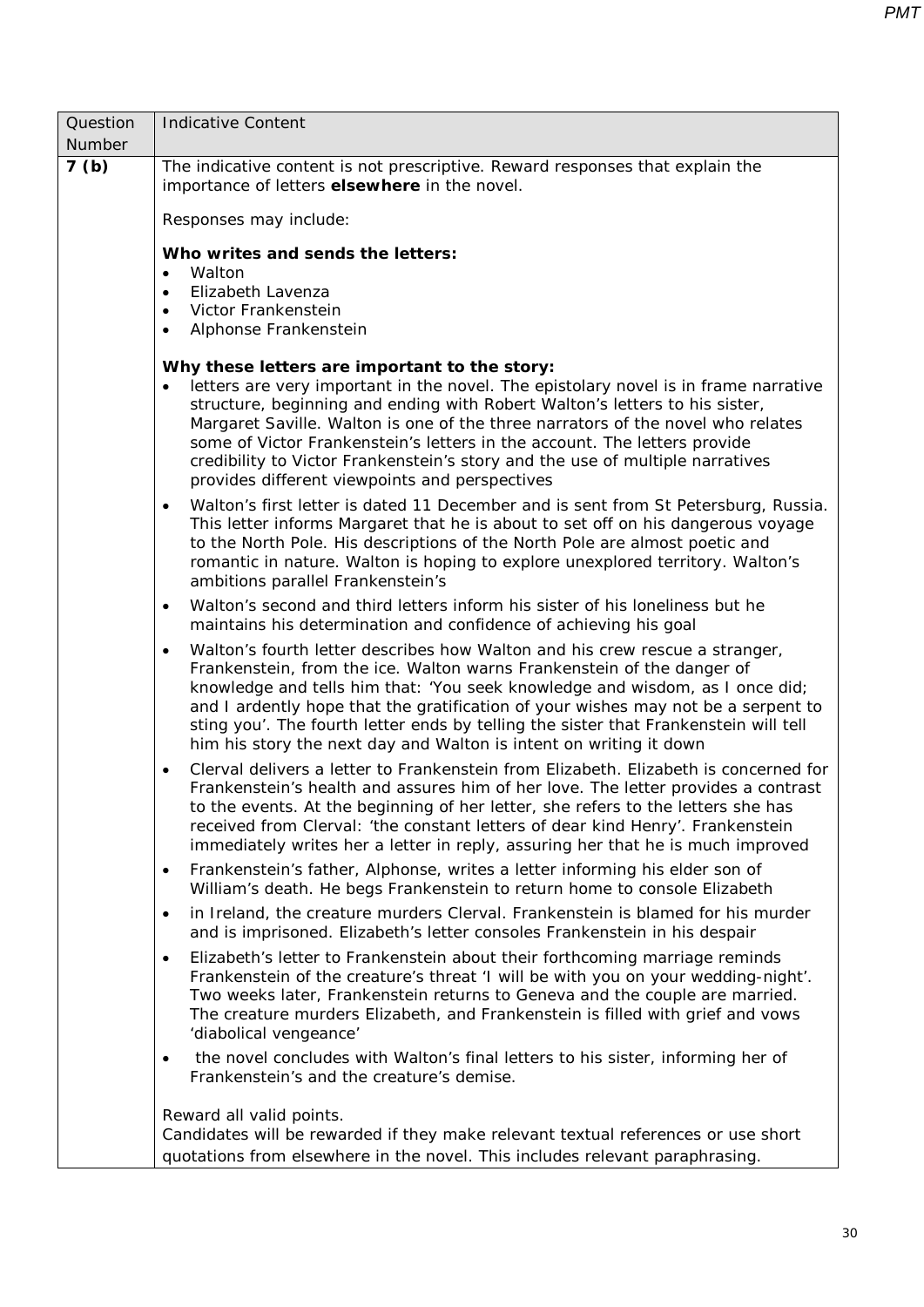| Question Number | Indicative Content |
|---|---|
| **7 (b)** | The indicative content is not prescriptive. Reward responses that explain the importance of letters **elsewhere** in the novel.<br><br>Responses may include:<br><br>**Who writes and sends the letters:**<br>• Walton<br>• Elizabeth Lavenza<br>• Victor Frankenstein<br>• Alphonse Frankenstein<br><br>**Why these letters are important to the story:**<br>• letters are very important in the novel. The epistolary novel is in frame narrative structure, beginning and ending with Robert Walton's letters to his sister, Margaret Saville. Walton is one of the three narrators of the novel who relates some of Victor Frankenstein's letters in the account. The letters provide credibility to Victor Frankenstein's story and the use of multiple narratives provides different viewpoints and perspectives<br>• Walton's first letter is dated 11 December and is sent from St Petersburg, Russia. This letter informs Margaret that he is about to set off on his dangerous voyage to the North Pole. His descriptions of the North Pole are almost poetic and romantic in nature. Walton is hoping to explore unexplored territory. Walton's ambitions parallel Frankenstein's<br>• Walton's second and third letters inform his sister of his loneliness but he maintains his determination and confidence of achieving his goal<br>• Walton's fourth letter describes how Walton and his crew rescue a stranger, Frankenstein, from the ice. Walton warns Frankenstein of the danger of knowledge and tells him that: 'You seek knowledge and wisdom, as I once did; and I ardently hope that the gratification of your wishes may not be a serpent to sting you'. The fourth letter ends by telling the sister that Frankenstein will tell him his story the next day and Walton is intent on writing it down<br>• Clerval delivers a letter to Frankenstein from Elizabeth. Elizabeth is concerned for Frankenstein's health and assures him of her love. The letter provides a contrast to the events. At the beginning of her letter, she refers to the letters she has received from Clerval: 'the constant letters of dear kind Henry'. Frankenstein immediately writes her a letter in reply, assuring her that he is much improved<br>• Frankenstein's father, Alphonse, writes a letter informing his elder son of William's death. He begs Frankenstein to return home to console Elizabeth<br>• in Ireland, the creature murders Clerval. Frankenstein is blamed for his murder and is imprisoned. Elizabeth's letter consoles Frankenstein in his despair<br>• Elizabeth's letter to Frankenstein about their forthcoming marriage reminds Frankenstein of the creature's threat 'I will be with you on your wedding-night'. Two weeks later, Frankenstein returns to Geneva and the couple are married. The creature murders Elizabeth, and Frankenstein is filled with grief and vows 'diabolical vengeance'<br>• the novel concludes with Walton's final letters to his sister, informing her of Frankenstein's and the creature's demise.<br><br>Reward all valid points.<br>Candidates will be rewarded if they make relevant textual references or use short quotations from elsewhere in the novel. This includes relevant paraphrasing. |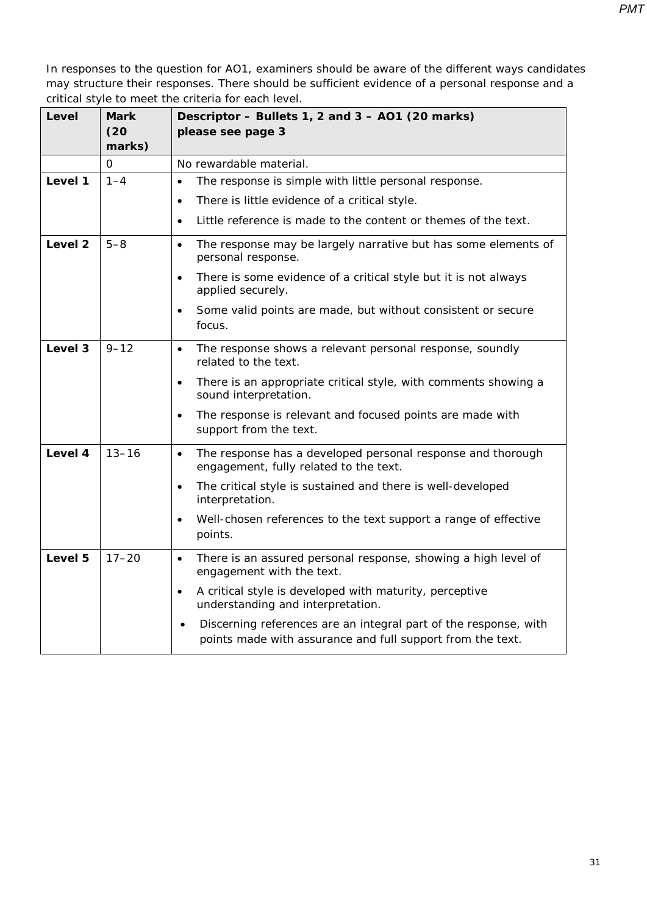In responses to the question for AO1, examiners should be aware of the different ways candidates may structure their responses. There should be sufficient evidence of a personal response and a critical style to meet the criteria for each level.

| Level | Mark (20 marks) | Descriptor – Bullets 1, 2 and 3 – AO1 (20 marks) please see page 3 |
|---|---|---|
| | 0 | No rewardable material. |
| **Level 1** | 1–4 | • The response is simple with little personal response. <br> • There is little evidence of a critical style. <br> • Little reference is made to the content or themes of the text. |
| **Level 2** | 5–8 | • The response may be largely narrative but has some elements of personal response. <br> • There is some evidence of a critical style but it is not always applied securely. <br> • Some valid points are made, but without consistent or secure focus. |
| **Level 3** | 9–12 | • The response shows a relevant personal response, soundly related to the text. <br> • There is an appropriate critical style, with comments showing a sound interpretation. <br> • The response is relevant and focused points are made with support from the text. |
| **Level 4** | 13–16 | • The response has a developed personal response and thorough engagement, fully related to the text. <br> • The critical style is sustained and there is well-developed interpretation. <br> • Well-chosen references to the text support a range of effective points. |
| **Level 5** | 17–20 | • There is an assured personal response, showing a high level of engagement with the text. <br> • A critical style is developed with maturity, perceptive understanding and interpretation. <br> • Discerning references are an integral part of the response, with points made with assurance and full support from the text. |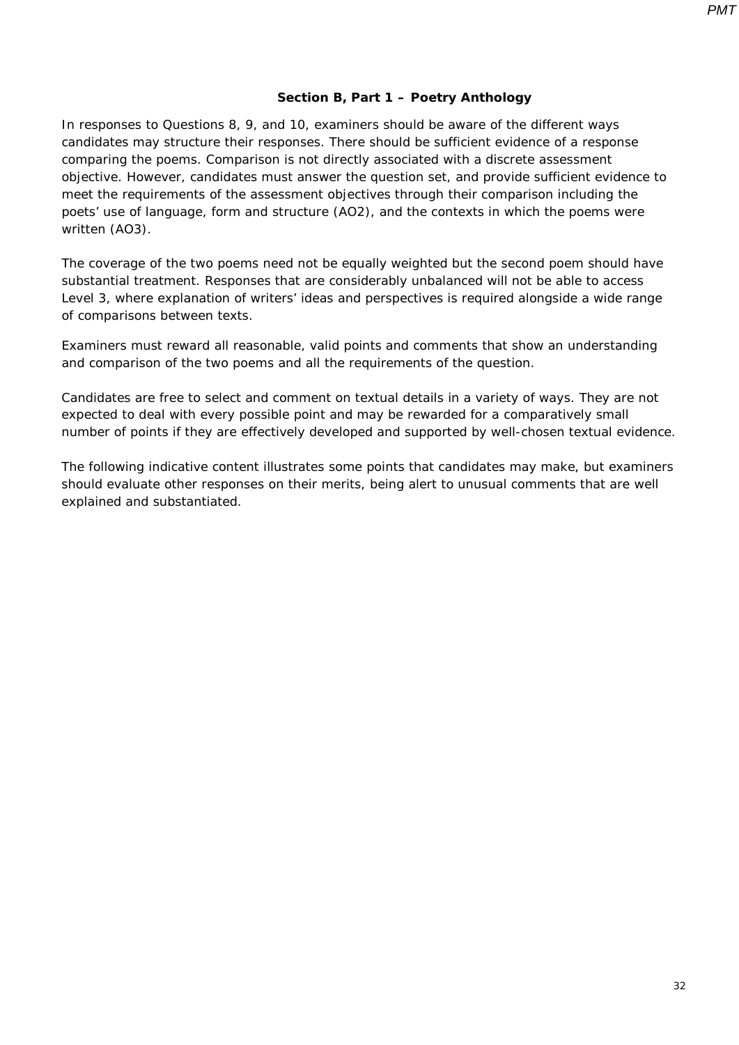### Section B, Part 1 – Poetry Anthology

In responses to Questions 8, 9, and 10, examiners should be aware of the different ways candidates may structure their responses. There should be sufficient evidence of a response comparing the poems. Comparison is not directly associated with a discrete assessment objective. However, candidates must answer the question set, and provide sufficient evidence to meet the requirements of the assessment objectives through their comparison including the poets' use of language, form and structure (AO2), and the contexts in which the poems were written (AO3).

The coverage of the two poems need not be equally weighted but the second poem should have substantial treatment. Responses that are considerably unbalanced will not be able to access Level 3, where explanation of writers' ideas and perspectives is required alongside a wide range of comparisons between texts.

Examiners must reward all reasonable, valid points and comments that show an understanding and comparison of the two poems and all the requirements of the question.

Candidates are free to select and comment on textual details in a variety of ways. They are not expected to deal with every possible point and may be rewarded for a comparatively small number of points if they are effectively developed and supported by well-chosen textual evidence.

The following indicative content illustrates some points that candidates may make, but examiners should evaluate other responses on their merits, being alert to unusual comments that are well explained and substantiated.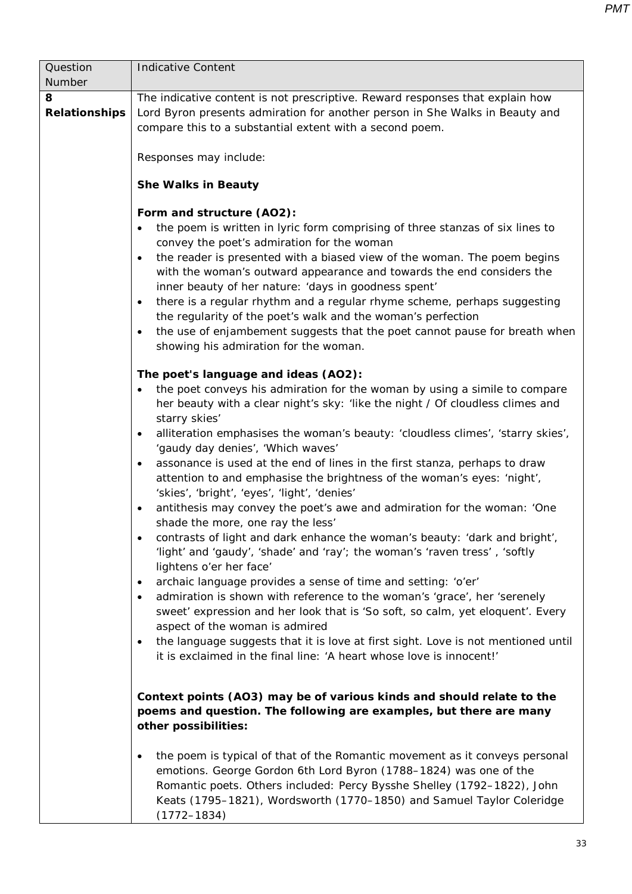| Question Number | Indicative Content |
| --- | --- |
| **8 Relationships** | The indicative content is not prescriptive. Reward responses that explain how Lord Byron presents admiration for another person in She Walks in Beauty and compare this to a substantial extent with a second poem.<br><br>Responses may include:<br><br>**She Walks in Beauty**<br><br>**Form and structure (AO2):**<br>• the poem is written in lyric form comprising of three stanzas of six lines to convey the poet's admiration for the woman<br>• the reader is presented with a biased view of the woman. The poem begins with the woman's outward appearance and towards the end considers the inner beauty of her nature: 'days in goodness spent'<br>• there is a regular rhythm and a regular rhyme scheme, perhaps suggesting the regularity of the poet's walk and the woman's perfection<br>• the use of enjambement suggests that the poet cannot pause for breath when showing his admiration for the woman.<br><br>**The poet's language and ideas (AO2):**<br>• the poet conveys his admiration for the woman by using a simile to compare her beauty with a clear night's sky: 'like the night / Of cloudless climes and starry skies'<br>• alliteration emphasises the woman's beauty: 'cloudless climes', 'starry skies', 'gaudy day denies', 'Which waves'<br>• assonance is used at the end of lines in the first stanza, perhaps to draw attention to and emphasise the brightness of the woman's eyes: 'night', 'skies', 'bright', 'eyes', 'light', 'denies'<br>• antithesis may convey the poet's awe and admiration for the woman: 'One shade the more, one ray the less'<br>• contrasts of light and dark enhance the woman's beauty: 'dark and bright', 'light' and 'gaudy', 'shade' and 'ray'; the woman's 'raven tress' , 'softly lightens o'er her face'<br>• archaic language provides a sense of time and setting: 'o'er'<br>• admiration is shown with reference to the woman's 'grace', her 'serenely sweet' expression and her look that is 'So soft, so calm, yet eloquent'. Every aspect of the woman is admired<br>• the language suggests that it is love at first sight. Love is not mentioned until it is exclaimed in the final line: 'A heart whose love is innocent!'<br><br>**Context points (AO3) may be of various kinds and should relate to the poems and question. The following are examples, but there are many other possibilities:**<br><br>• the poem is typical of that of the Romantic movement as it conveys personal emotions. George Gordon 6th Lord Byron (1788–1824) was one of the Romantic poets. Others included: Percy Bysshe Shelley (1792–1822), John Keats (1795–1821), Wordsworth (1770–1850) and Samuel Taylor Coleridge (1772–1834) |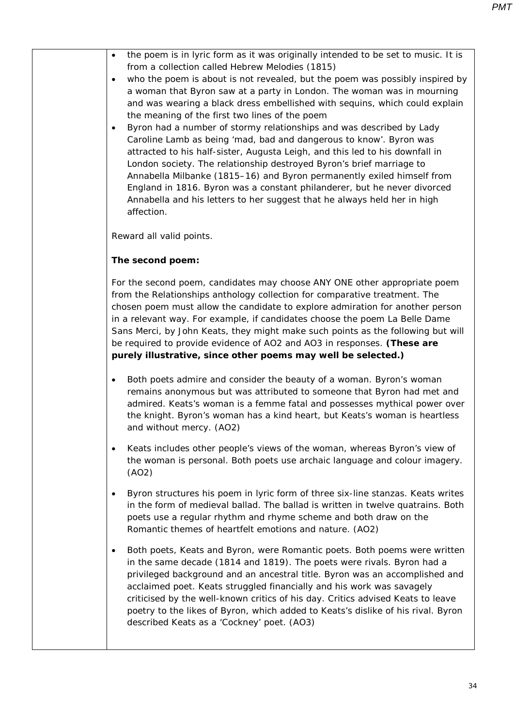| | |
|---|---|
| | - the poem is in lyric form as it was originally intended to be set to music. It is from a collection called Hebrew Melodies (1815)<br>- who the poem is about is not revealed, but the poem was possibly inspired by a woman that Byron saw at a party in London. The woman was in mourning and was wearing a black dress embellished with sequins, which could explain the meaning of the first two lines of the poem<br>- Byron had a number of stormy relationships and was described by Lady Caroline Lamb as being 'mad, bad and dangerous to know'. Byron was attracted to his half-sister, Augusta Leigh, and this led to his downfall in London society. The relationship destroyed Byron's brief marriage to Annabella Milbanke (1815–16) and Byron permanently exiled himself from England in 1816. Byron was a constant philanderer, but he never divorced Annabella and his letters to her suggest that he always held her in high affection.<br><br>Reward all valid points.<br><br>**The second poem:**<br><br>For the second poem, candidates may choose ANY ONE other appropriate poem from the Relationships anthology collection for comparative treatment. The chosen poem must allow the candidate to explore admiration for another person in a relevant way. For example, if candidates choose the poem La Belle Dame Sans Merci, by John Keats, they might make such points as the following but will be required to provide evidence of AO2 and AO3 in responses. **(These are purely illustrative, since other poems may well be selected.)**<br><br>- Both poets admire and consider the beauty of a woman. Byron's woman remains anonymous but was attributed to someone that Byron had met and admired. Keats's woman is a femme fatal and possesses mythical power over the knight. Byron's woman has a kind heart, but Keats's woman is heartless and without mercy. (AO2)<br>- Keats includes other people's views of the woman, whereas Byron's view of the woman is personal. Both poets use archaic language and colour imagery. (AO2)<br>- Byron structures his poem in lyric form of three six-line stanzas. Keats writes in the form of medieval ballad. The ballad is written in twelve quatrains. Both poets use a regular rhythm and rhyme scheme and both draw on the Romantic themes of heartfelt emotions and nature. (AO2)<br>- Both poets, Keats and Byron, were Romantic poets. Both poems were written in the same decade (1814 and 1819). The poets were rivals. Byron had a privileged background and an ancestral title. Byron was an accomplished and acclaimed poet. Keats struggled financially and his work was savagely criticised by the well-known critics of his day. Critics advised Keats to leave poetry to the likes of Byron, which added to Keats's dislike of his rival. Byron described Keats as a 'Cockney' poet. (AO3) |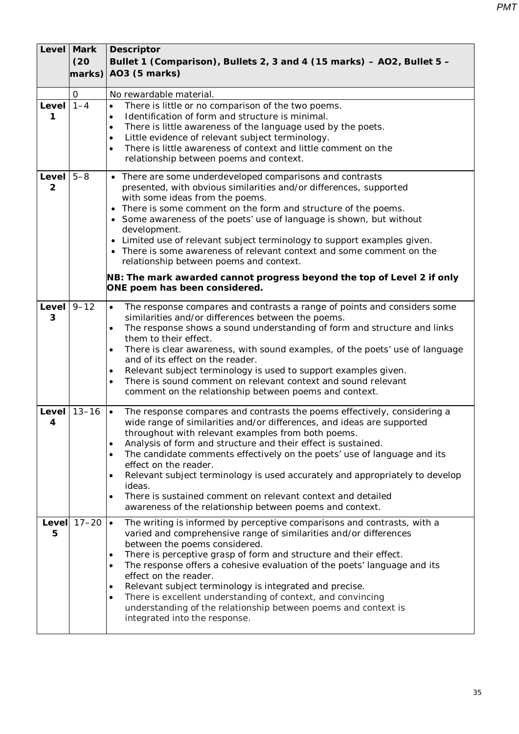| Level | Mark (20 marks) | Descriptor<br>**Bullet 1 (Comparison), Bullets 2, 3 and 4 (15 marks) – AO2, Bullet 5 – AO3 (5 marks)** |
|---|---|---|
| | 0 | No rewardable material. |
| **Level 1** | 1–4 | • There is little or no comparison of the two poems.<br>• Identification of form and structure is minimal.<br>• There is little awareness of the language used by the poets.<br>• Little evidence of relevant subject terminology.<br>• There is little awareness of context and little comment on the relationship between poems and context. |
| **Level 2** | 5–8 | • There are some underdeveloped comparisons and contrasts presented, with obvious similarities and/or differences, supported with some ideas from the poems.<br>• There is some comment on the form and structure of the poems.<br>• Some awareness of the poets' use of language is shown, but without development.<br>• Limited use of relevant subject terminology to support examples given.<br>• There is some awareness of relevant context and some comment on the relationship between poems and context.<br><br>**NB: The mark awarded cannot progress beyond the top of Level 2 if only ONE poem has been considered.** |
| **Level 3** | 9–12 | • The response compares and contrasts a range of points and considers some similarities and/or differences between the poems.<br>• The response shows a sound understanding of form and structure and links them to their effect.<br>• There is clear awareness, with sound examples, of the poets' use of language and of its effect on the reader.<br>• Relevant subject terminology is used to support examples given.<br>• There is sound comment on relevant context and sound relevant comment on the relationship between poems and context. |
| **Level 4** | 13–16 | • The response compares and contrasts the poems effectively, considering a wide range of similarities and/or differences, and ideas are supported throughout with relevant examples from both poems.<br>• Analysis of form and structure and their effect is sustained.<br>• The candidate comments effectively on the poets' use of language and its effect on the reader.<br>• Relevant subject terminology is used accurately and appropriately to develop ideas.<br>• There is sustained comment on relevant context and detailed awareness of the relationship between poems and context. |
| **Level 5** | 17–20 | • The writing is informed by perceptive comparisons and contrasts, with a varied and comprehensive range of similarities and/or differences between the poems considered.<br>• There is perceptive grasp of form and structure and their effect.<br>• The response offers a cohesive evaluation of the poets' language and its effect on the reader.<br>• Relevant subject terminology is integrated and precise.<br>• There is excellent understanding of context, and convincing understanding of the relationship between poems and context is integrated into the response. |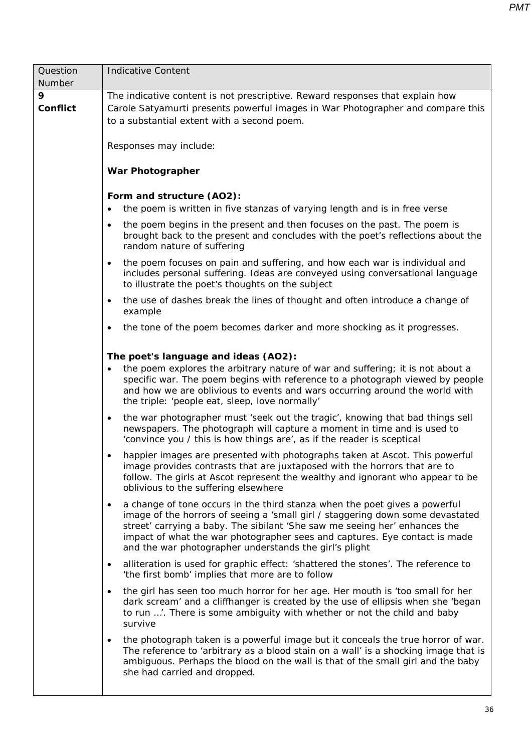| Question Number | Indicative Content |
|---|---|
| **9 Conflict** | The indicative content is not prescriptive. Reward responses that explain how Carole Satyamurti presents powerful images in War Photographer and compare this to a substantial extent with a second poem.<br><br>Responses may include:<br><br>**War Photographer**<br><br>**Form and structure (AO2):**<br>• the poem is written in five stanzas of varying length and is in free verse<br>• the poem begins in the present and then focuses on the past. The poem is brought back to the present and concludes with the poet's reflections about the random nature of suffering<br>• the poem focuses on pain and suffering, and how each war is individual and includes personal suffering. Ideas are conveyed using conversational language to illustrate the poet's thoughts on the subject<br>• the use of dashes break the lines of thought and often introduce a change of example<br>• the tone of the poem becomes darker and more shocking as it progresses.<br><br>**The poet's language and ideas (AO2):**<br>• the poem explores the arbitrary nature of war and suffering; it is not about a specific war. The poem begins with reference to a photograph viewed by people and how we are oblivious to events and wars occurring around the world with the triple: 'people eat, sleep, love normally'<br>• the war photographer must 'seek out the tragic', knowing that bad things sell newspapers. The photograph will capture a moment in time and is used to 'convince you / this is how things are', as if the reader is sceptical<br>• happier images are presented with photographs taken at Ascot. This powerful image provides contrasts that are juxtaposed with the horrors that are to follow. The girls at Ascot represent the wealthy and ignorant who appear to be oblivious to the suffering elsewhere<br>• a change of tone occurs in the third stanza when the poet gives a powerful image of the horrors of seeing a 'small girl / staggering down some devastated street' carrying a baby. The sibilant 'She saw me seeing her' enhances the impact of what the war photographer sees and captures. Eye contact is made and the war photographer understands the girl's plight<br>• alliteration is used for graphic effect: 'shattered the stones'. The reference to 'the first bomb' implies that more are to follow<br>• the girl has seen too much horror for her age. Her mouth is 'too small for her dark scream' and a cliffhanger is created by the use of ellipsis when she 'began to run …'. There is some ambiguity with whether or not the child and baby survive<br>• the photograph taken is a powerful image but it conceals the true horror of war. The reference to 'arbitrary as a blood stain on a wall' is a shocking image that is ambiguous. Perhaps the blood on the wall is that of the small girl and the baby she had carried and dropped. |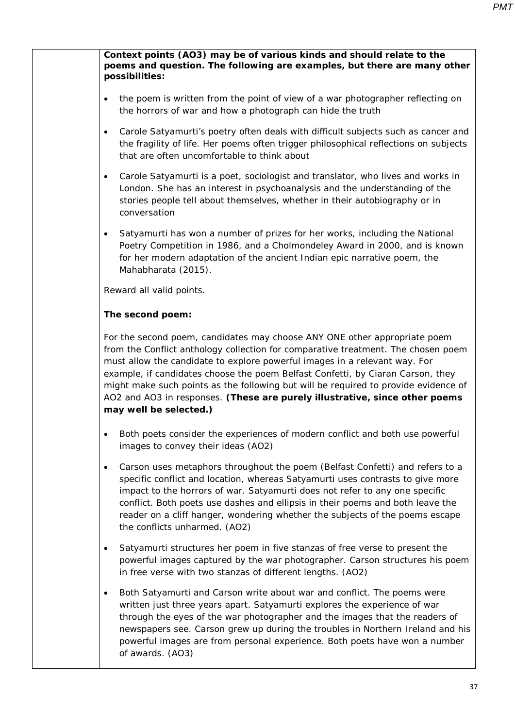**Context points (AO3) may be of various kinds and should relate to the poems and question. The following are examples, but there are many other possibilities:**

- the poem is written from the point of view of a war photographer reflecting on the horrors of war and how a photograph can hide the truth
- Carole Satyamurti's poetry often deals with difficult subjects such as cancer and the fragility of life. Her poems often trigger philosophical reflections on subjects that are often uncomfortable to think about
- Carole Satyamurti is a poet, sociologist and translator, who lives and works in London. She has an interest in psychoanalysis and the understanding of the stories people tell about themselves, whether in their autobiography or in conversation
- Satyamurti has won a number of prizes for her works, including the National Poetry Competition in 1986, and a Cholmondeley Award in 2000, and is known for her modern adaptation of the ancient Indian epic narrative poem, the Mahabharata (2015).

Reward all valid points.

**The second poem:**

For the second poem, candidates may choose ANY ONE other appropriate poem from the Conflict anthology collection for comparative treatment. The chosen poem must allow the candidate to explore powerful images in a relevant way. For example, if candidates choose the poem Belfast Confetti, by Ciaran Carson, they might make such points as the following but will be required to provide evidence of AO2 and AO3 in responses. **(These are purely illustrative, since other poems may well be selected.)**

- Both poets consider the experiences of modern conflict and both use powerful images to convey their ideas (AO2)
- Carson uses metaphors throughout the poem (Belfast Confetti) and refers to a specific conflict and location, whereas Satyamurti uses contrasts to give more impact to the horrors of war. Satyamurti does not refer to any one specific conflict. Both poets use dashes and ellipsis in their poems and both leave the reader on a cliff hanger, wondering whether the subjects of the poems escape the conflicts unharmed. (AO2)
- Satyamurti structures her poem in five stanzas of free verse to present the powerful images captured by the war photographer. Carson structures his poem in free verse with two stanzas of different lengths. (AO2)
- Both Satyamurti and Carson write about war and conflict. The poems were written just three years apart. Satyamurti explores the experience of war through the eyes of the war photographer and the images that the readers of newspapers see. Carson grew up during the troubles in Northern Ireland and his powerful images are from personal experience. Both poets have won a number of awards. (AO3)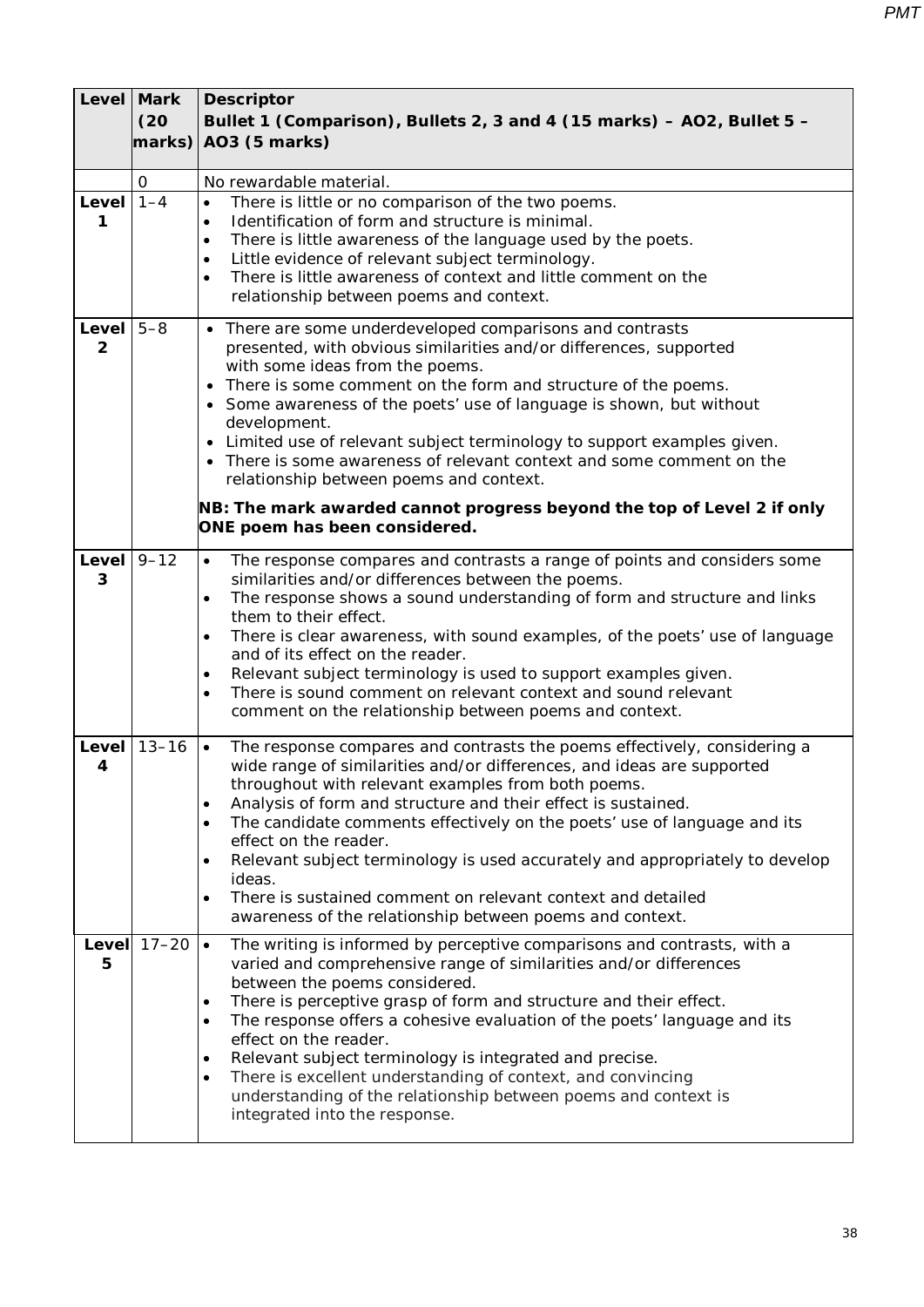| Level | Mark (20 marks) | Descriptor<br>**Bullet 1 (Comparison), Bullets 2, 3 and 4 (15 marks) – AO2, Bullet 5 – AO3 (5 marks)** |
|---|---|---|
| | 0 | No rewardable material. |
| **Level 1** | 1–4 | • There is little or no comparison of the two poems.<br>• Identification of form and structure is minimal.<br>• There is little awareness of the language used by the poets.<br>• Little evidence of relevant subject terminology.<br>• There is little awareness of context and little comment on the relationship between poems and context. |
| **Level 2** | 5–8 | • There are some underdeveloped comparisons and contrasts presented, with obvious similarities and/or differences, supported with some ideas from the poems.<br>• There is some comment on the form and structure of the poems.<br>• Some awareness of the poets' use of language is shown, but without development.<br>• Limited use of relevant subject terminology to support examples given.<br>• There is some awareness of relevant context and some comment on the relationship between poems and context.<br><br>**NB: The mark awarded cannot progress beyond the top of Level 2 if only ONE poem has been considered.** |
| **Level 3** | 9–12 | • The response compares and contrasts a range of points and considers some similarities and/or differences between the poems.<br>• The response shows a sound understanding of form and structure and links them to their effect.<br>• There is clear awareness, with sound examples, of the poets' use of language and of its effect on the reader.<br>• Relevant subject terminology is used to support examples given.<br>• There is sound comment on relevant context and sound relevant comment on the relationship between poems and context. |
| **Level 4** | 13–16 | • The response compares and contrasts the poems effectively, considering a wide range of similarities and/or differences, and ideas are supported throughout with relevant examples from both poems.<br>• Analysis of form and structure and their effect is sustained.<br>• The candidate comments effectively on the poets' use of language and its effect on the reader.<br>• Relevant subject terminology is used accurately and appropriately to develop ideas.<br>• There is sustained comment on relevant context and detailed awareness of the relationship between poems and context. |
| **Level 5** | 17–20 | • The writing is informed by perceptive comparisons and contrasts, with a varied and comprehensive range of similarities and/or differences between the poems considered.<br>• There is perceptive grasp of form and structure and their effect.<br>• The response offers a cohesive evaluation of the poets' language and its effect on the reader.<br>• Relevant subject terminology is integrated and precise.<br>• There is excellent understanding of context, and convincing understanding of the relationship between poems and context is integrated into the response. |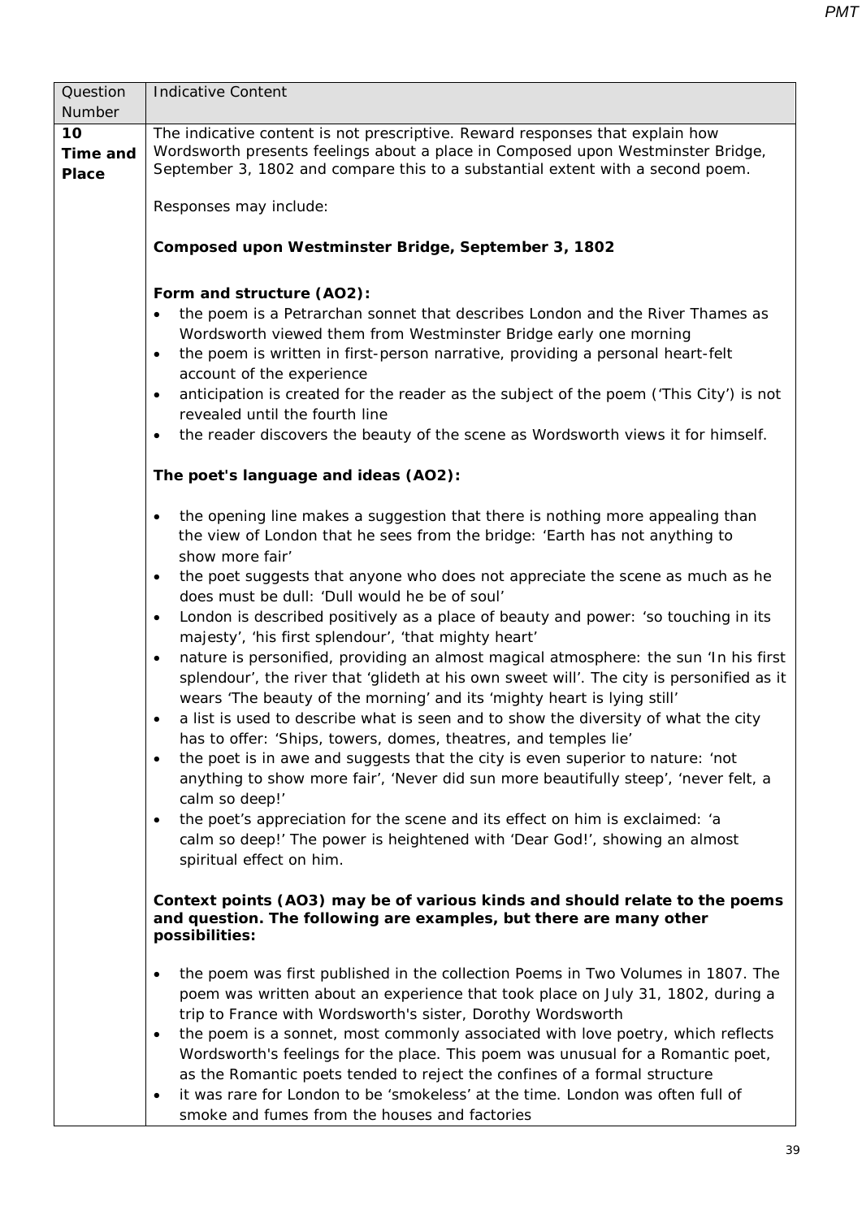| Question Number | Indicative Content |
| --- | --- |
| **10 Time and Place** | The indicative content is not prescriptive. Reward responses that explain how Wordsworth presents feelings about a place in Composed upon Westminster Bridge, September 3, 1802 and compare this to a substantial extent with a second poem.<br><br>Responses may include:<br><br>**Composed upon Westminster Bridge, September 3, 1802**<br><br>**Form and structure (AO2):**<br>• the poem is a Petrarchan sonnet that describes London and the River Thames as Wordsworth viewed them from Westminster Bridge early one morning<br>• the poem is written in first-person narrative, providing a personal heart-felt account of the experience<br>• anticipation is created for the reader as the subject of the poem ('This City') is not revealed until the fourth line<br>• the reader discovers the beauty of the scene as Wordsworth views it for himself.<br><br>**The poet's language and ideas (AO2):**<br><br>• the opening line makes a suggestion that there is nothing more appealing than the view of London that he sees from the bridge: 'Earth has not anything to show more fair'<br>• the poet suggests that anyone who does not appreciate the scene as much as he does must be dull: 'Dull would he be of soul'<br>• London is described positively as a place of beauty and power: 'so touching in its majesty', 'his first splendour', 'that mighty heart'<br>• nature is personified, providing an almost magical atmosphere: the sun 'In his first splendour', the river that 'glideth at his own sweet will'. The city is personified as it wears 'The beauty of the morning' and its 'mighty heart is lying still'<br>• a list is used to describe what is seen and to show the diversity of what the city has to offer: 'Ships, towers, domes, theatres, and temples lie'<br>• the poet is in awe and suggests that the city is even superior to nature: 'not anything to show more fair', 'Never did sun more beautifully steep', 'never felt, a calm so deep!'<br>• the poet's appreciation for the scene and its effect on him is exclaimed: 'a calm so deep!' The power is heightened with 'Dear God!', showing an almost spiritual effect on him.<br><br>**Context points (AO3) may be of various kinds and should relate to the poems and question. The following are examples, but there are many other possibilities:**<br><br>• the poem was first published in the collection Poems in Two Volumes in 1807. The poem was written about an experience that took place on July 31, 1802, during a trip to France with Wordsworth's sister, Dorothy Wordsworth<br>• the poem is a sonnet, most commonly associated with love poetry, which reflects Wordsworth's feelings for the place. This poem was unusual for a Romantic poet, as the Romantic poets tended to reject the confines of a formal structure<br>• it was rare for London to be 'smokeless' at the time. London was often full of smoke and fumes from the houses and factories |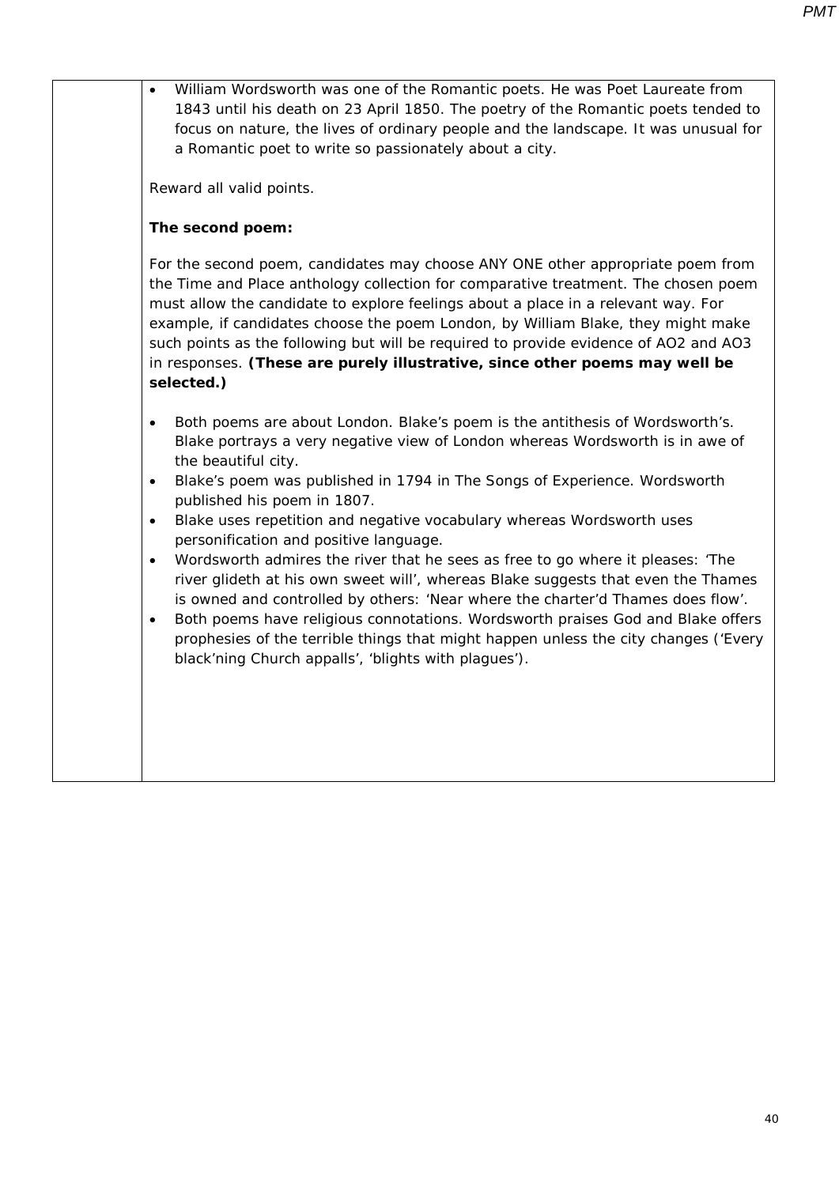- William Wordsworth was one of the Romantic poets. He was Poet Laureate from 1843 until his death on 23 April 1850. The poetry of the Romantic poets tended to focus on nature, the lives of ordinary people and the landscape. It was unusual for a Romantic poet to write so passionately about a city.

Reward all valid points.

**The second poem:**

For the second poem, candidates may choose ANY ONE other appropriate poem from the Time and Place anthology collection for comparative treatment. The chosen poem must allow the candidate to explore feelings about a place in a relevant way. For example, if candidates choose the poem London, by William Blake, they might make such points as the following but will be required to provide evidence of AO2 and AO3 in responses. **(These are purely illustrative, since other poems may well be selected.)**

- Both poems are about London. Blake's poem is the antithesis of Wordsworth's. Blake portrays a very negative view of London whereas Wordsworth is in awe of the beautiful city.
- Blake's poem was published in 1794 in The Songs of Experience. Wordsworth published his poem in 1807.
- Blake uses repetition and negative vocabulary whereas Wordsworth uses personification and positive language.
- Wordsworth admires the river that he sees as free to go where it pleases: 'The river glideth at his own sweet will', whereas Blake suggests that even the Thames is owned and controlled by others: 'Near where the charter'd Thames does flow'.
- Both poems have religious connotations. Wordsworth praises God and Blake offers prophesies of the terrible things that might happen unless the city changes ('Every black'ning Church appalls', 'blights with plagues').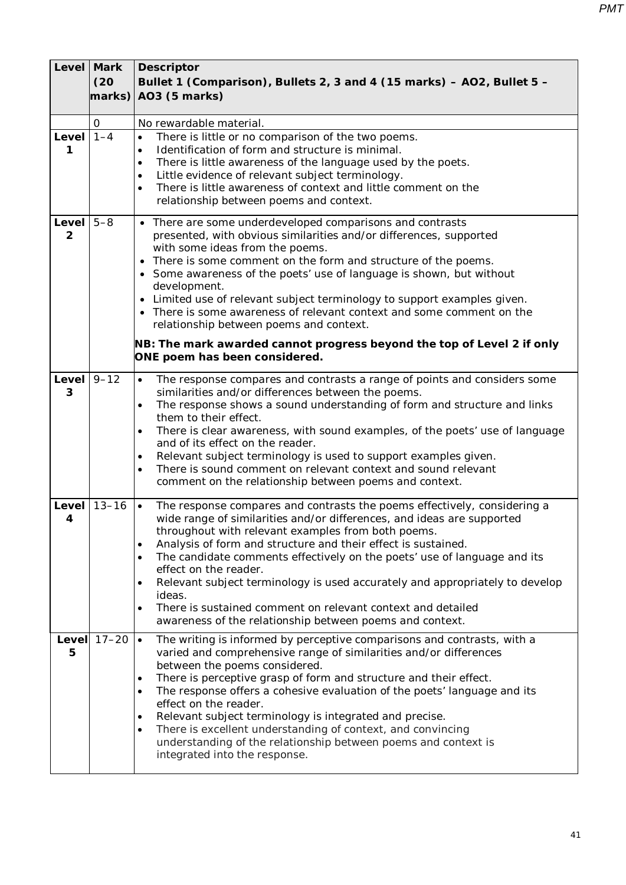| Level | Mark (20 marks) | Descriptor<br>Bullet 1 (Comparison), Bullets 2, 3 and 4 (15 marks) – AO2, Bullet 5 – AO3 (5 marks) |
|---|---|---|
| | 0 | No rewardable material. |
| Level 1 | 1–4 | • There is little or no comparison of the two poems.<br>• Identification of form and structure is minimal.<br>• There is little awareness of the language used by the poets.<br>• Little evidence of relevant subject terminology.<br>• There is little awareness of context and little comment on the relationship between poems and context. |
| Level 2 | 5–8 | • There are some underdeveloped comparisons and contrasts presented, with obvious similarities and/or differences, supported with some ideas from the poems.<br>• There is some comment on the form and structure of the poems.<br>• Some awareness of the poets' use of language is shown, but without development.<br>• Limited use of relevant subject terminology to support examples given.<br>• There is some awareness of relevant context and some comment on the relationship between poems and context.<br>**NB: The mark awarded cannot progress beyond the top of Level 2 if only ONE poem has been considered.** |
| Level 3 | 9–12 | • The response compares and contrasts a range of points and considers some similarities and/or differences between the poems.<br>• The response shows a sound understanding of form and structure and links them to their effect.<br>• There is clear awareness, with sound examples, of the poets' use of language and of its effect on the reader.<br>• Relevant subject terminology is used to support examples given.<br>• There is sound comment on relevant context and sound relevant comment on the relationship between poems and context. |
| Level 4 | 13–16 | • The response compares and contrasts the poems effectively, considering a wide range of similarities and/or differences, and ideas are supported throughout with relevant examples from both poems.<br>• Analysis of form and structure and their effect is sustained.<br>• The candidate comments effectively on the poets' use of language and its effect on the reader.<br>• Relevant subject terminology is used accurately and appropriately to develop ideas.<br>• There is sustained comment on relevant context and detailed awareness of the relationship between poems and context. |
| Level 5 | 17–20 | • The writing is informed by perceptive comparisons and contrasts, with a varied and comprehensive range of similarities and/or differences between the poems considered.<br>• There is perceptive grasp of form and structure and their effect.<br>• The response offers a cohesive evaluation of the poets' language and its effect on the reader.<br>• Relevant subject terminology is integrated and precise.<br>• There is excellent understanding of context, and convincing understanding of the relationship between poems and context is integrated into the response. |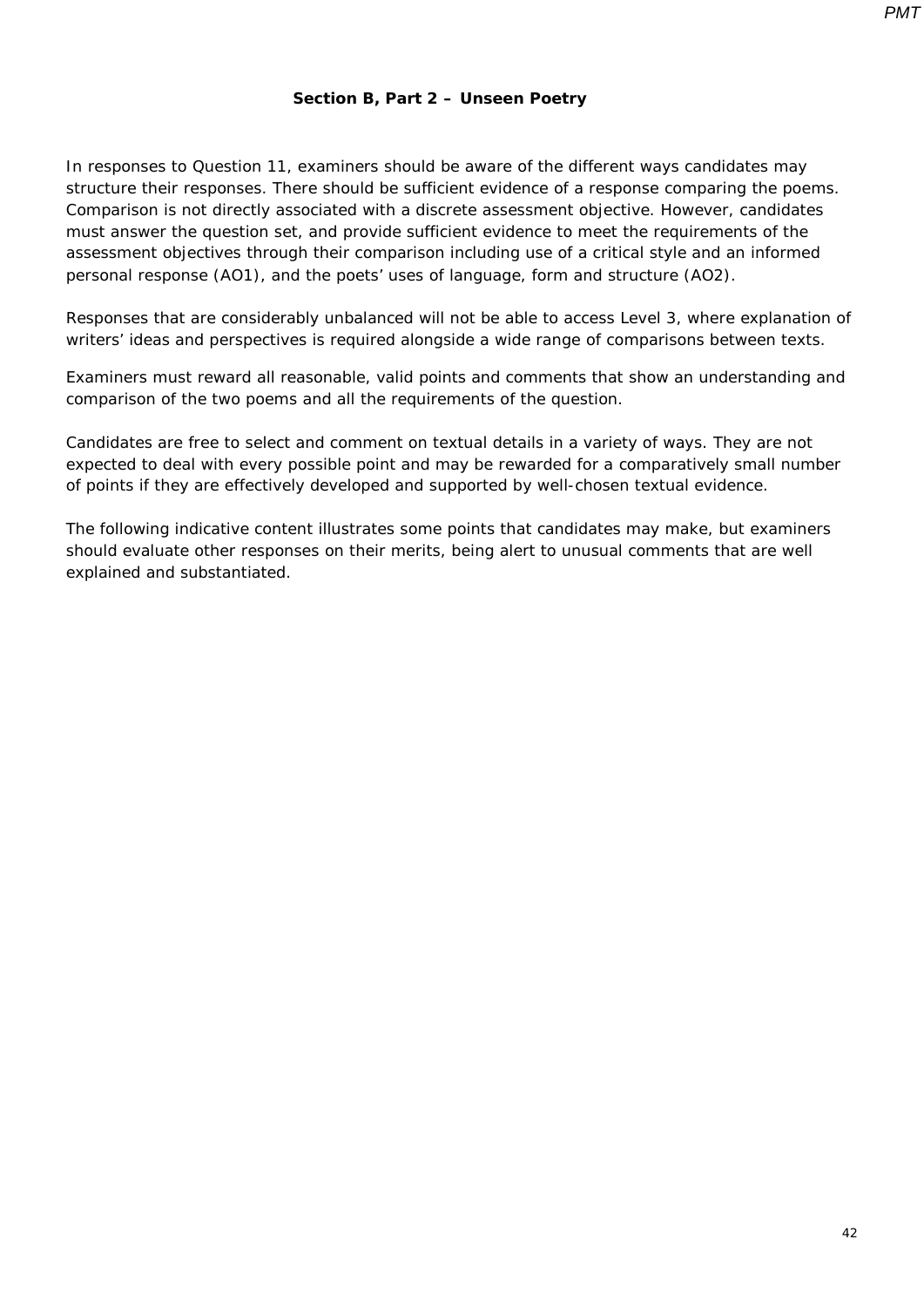### Section B, Part 2 – Unseen Poetry

In responses to Question 11, examiners should be aware of the different ways candidates may structure their responses. There should be sufficient evidence of a response comparing the poems. Comparison is not directly associated with a discrete assessment objective. However, candidates must answer the question set, and provide sufficient evidence to meet the requirements of the assessment objectives through their comparison including use of a critical style and an informed personal response (AO1), and the poets' uses of language, form and structure (AO2).

Responses that are considerably unbalanced will not be able to access Level 3, where explanation of writers' ideas and perspectives is required alongside a wide range of comparisons between texts.

Examiners must reward all reasonable, valid points and comments that show an understanding and comparison of the two poems and all the requirements of the question.

Candidates are free to select and comment on textual details in a variety of ways. They are not expected to deal with every possible point and may be rewarded for a comparatively small number of points if they are effectively developed and supported by well-chosen textual evidence.

The following indicative content illustrates some points that candidates may make, but examiners should evaluate other responses on their merits, being alert to unusual comments that are well explained and substantiated.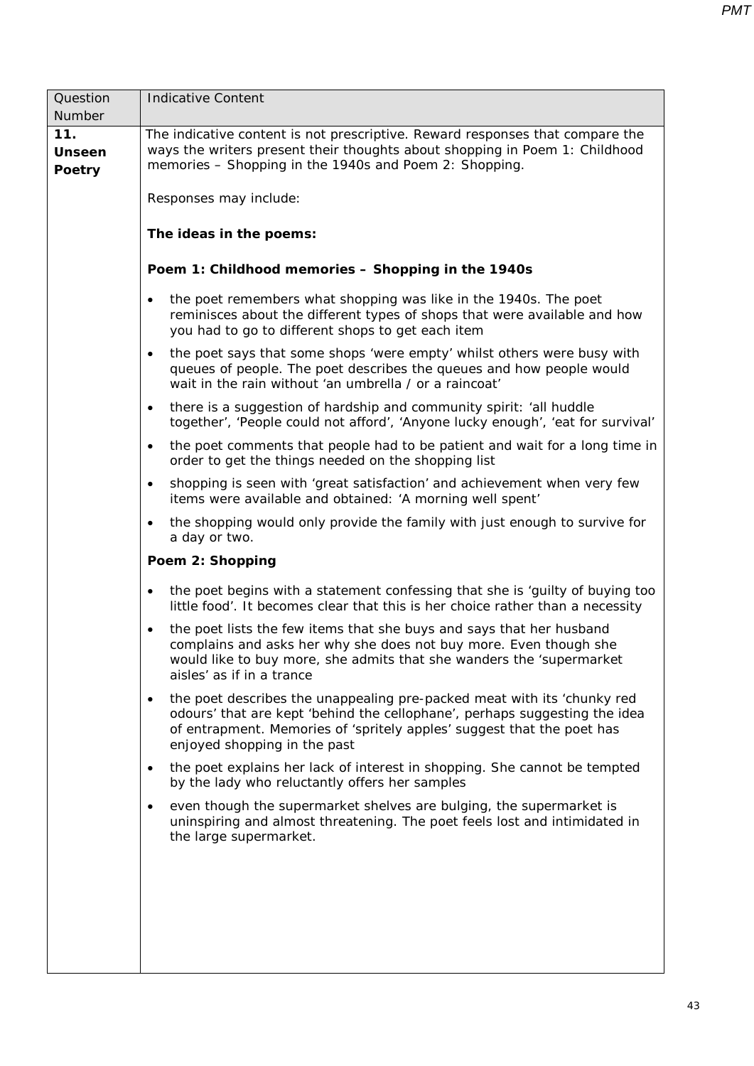| Question Number | Indicative Content |
|---|---|
| **11. Unseen Poetry** | The indicative content is not prescriptive. Reward responses that compare the ways the writers present their thoughts about shopping in Poem 1: Childhood memories – Shopping in the 1940s and Poem 2: Shopping.<br><br>Responses may include:<br><br>**The ideas in the poems:**<br><br>**Poem 1: Childhood memories – Shopping in the 1940s**<br><br>• the poet remembers what shopping was like in the 1940s. The poet reminisces about the different types of shops that were available and how you had to go to different shops to get each item<br>• the poet says that some shops 'were empty' whilst others were busy with queues of people. The poet describes the queues and how people would wait in the rain without 'an umbrella / or a raincoat'<br>• there is a suggestion of hardship and community spirit: 'all huddle together', 'People could not afford', 'Anyone lucky enough', 'eat for survival'<br>• the poet comments that people had to be patient and wait for a long time in order to get the things needed on the shopping list<br>• shopping is seen with 'great satisfaction' and achievement when very few items were available and obtained: 'A morning well spent'<br>• the shopping would only provide the family with just enough to survive for a day or two.<br><br>**Poem 2: Shopping**<br><br>• the poet begins with a statement confessing that she is 'guilty of buying too little food'. It becomes clear that this is her choice rather than a necessity<br>• the poet lists the few items that she buys and says that her husband complains and asks her why she does not buy more. Even though she would like to buy more, she admits that she wanders the 'supermarket aisles' as if in a trance<br>• the poet describes the unappealing pre-packed meat with its 'chunky red odours' that are kept 'behind the cellophane', perhaps suggesting the idea of entrapment. Memories of 'spritely apples' suggest that the poet has enjoyed shopping in the past<br>• the poet explains her lack of interest in shopping. She cannot be tempted by the lady who reluctantly offers her samples<br>• even though the supermarket shelves are bulging, the supermarket is uninspiring and almost threatening. The poet feels lost and intimidated in the large supermarket. |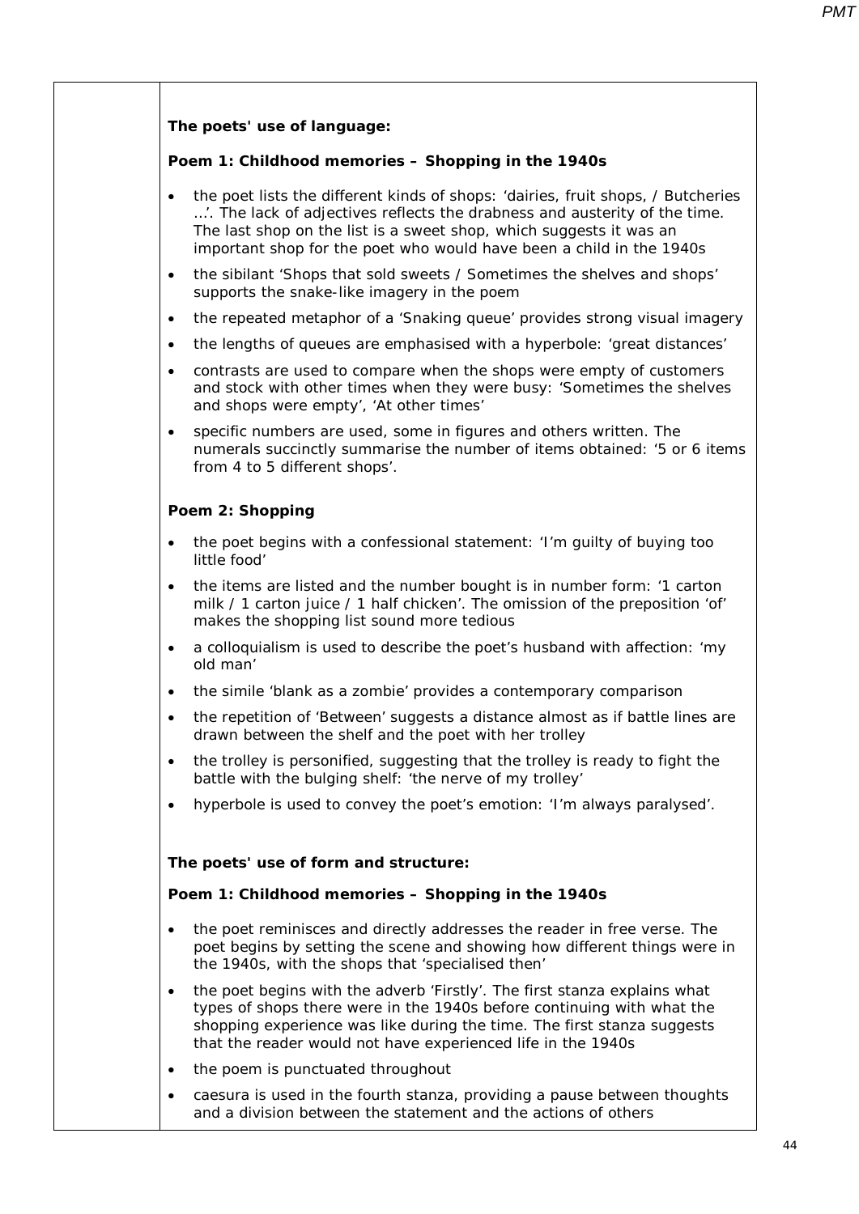**The poets' use of language:**

**Poem 1: Childhood memories – Shopping in the 1940s**

- the poet lists the different kinds of shops: 'dairies, fruit shops, / Butcheries …'. The lack of adjectives reflects the drabness and austerity of the time. The last shop on the list is a sweet shop, which suggests it was an important shop for the poet who would have been a child in the 1940s
- the sibilant 'Shops that sold sweets / Sometimes the shelves and shops' supports the snake-like imagery in the poem
- the repeated metaphor of a 'Snaking queue' provides strong visual imagery
- the lengths of queues are emphasised with a hyperbole: 'great distances'
- contrasts are used to compare when the shops were empty of customers and stock with other times when they were busy: 'Sometimes the shelves and shops were empty', 'At other times'
- specific numbers are used, some in figures and others written. The numerals succinctly summarise the number of items obtained: '5 or 6 items from 4 to 5 different shops'.

**Poem 2: Shopping**

- the poet begins with a confessional statement: 'I'm guilty of buying too little food'
- the items are listed and the number bought is in number form: '1 carton milk / 1 carton juice / 1 half chicken'. The omission of the preposition 'of' makes the shopping list sound more tedious
- a colloquialism is used to describe the poet's husband with affection: 'my old man'
- the simile 'blank as a zombie' provides a contemporary comparison
- the repetition of 'Between' suggests a distance almost as if battle lines are drawn between the shelf and the poet with her trolley
- the trolley is personified, suggesting that the trolley is ready to fight the battle with the bulging shelf: 'the nerve of my trolley'
- hyperbole is used to convey the poet's emotion: 'I'm always paralysed'.

**The poets' use of form and structure:**

**Poem 1: Childhood memories – Shopping in the 1940s**

- the poet reminisces and directly addresses the reader in free verse. The poet begins by setting the scene and showing how different things were in the 1940s, with the shops that 'specialised then'
- the poet begins with the adverb 'Firstly'. The first stanza explains what types of shops there were in the 1940s before continuing with what the shopping experience was like during the time. The first stanza suggests that the reader would not have experienced life in the 1940s
- the poem is punctuated throughout
- caesura is used in the fourth stanza, providing a pause between thoughts and a division between the statement and the actions of others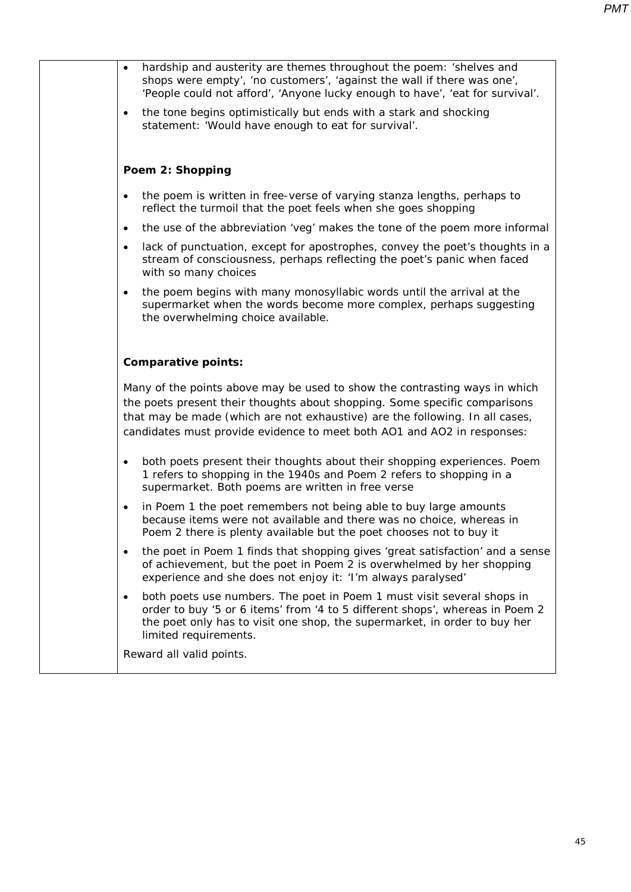- hardship and austerity are themes throughout the poem: 'shelves and shops were empty', 'no customers', 'against the wall if there was one', 'People could not afford', 'Anyone lucky enough to have', 'eat for survival'.
- the tone begins optimistically but ends with a stark and shocking statement: 'Would have enough to eat for survival'.

**Poem 2: Shopping**

- the poem is written in free-verse of varying stanza lengths, perhaps to reflect the turmoil that the poet feels when she goes shopping
- the use of the abbreviation 'veg' makes the tone of the poem more informal
- lack of punctuation, except for apostrophes, convey the poet's thoughts in a stream of consciousness, perhaps reflecting the poet's panic when faced with so many choices
- the poem begins with many monosyllabic words until the arrival at the supermarket when the words become more complex, perhaps suggesting the overwhelming choice available.

**Comparative points:**

Many of the points above may be used to show the contrasting ways in which the poets present their thoughts about shopping. Some specific comparisons that may be made (which are not exhaustive) are the following. In all cases, candidates must provide evidence to meet both AO1 and AO2 in responses:

- both poets present their thoughts about their shopping experiences. Poem 1 refers to shopping in the 1940s and Poem 2 refers to shopping in a supermarket. Both poems are written in free verse
- in Poem 1 the poet remembers not being able to buy large amounts because items were not available and there was no choice, whereas in Poem 2 there is plenty available but the poet chooses not to buy it
- the poet in Poem 1 finds that shopping gives 'great satisfaction' and a sense of achievement, but the poet in Poem 2 is overwhelmed by her shopping experience and she does not enjoy it: 'I'm always paralysed'
- both poets use numbers. The poet in Poem 1 must visit several shops in order to buy '5 or 6 items' from '4 to 5 different shops', whereas in Poem 2 the poet only has to visit one shop, the supermarket, in order to buy her limited requirements.

Reward all valid points.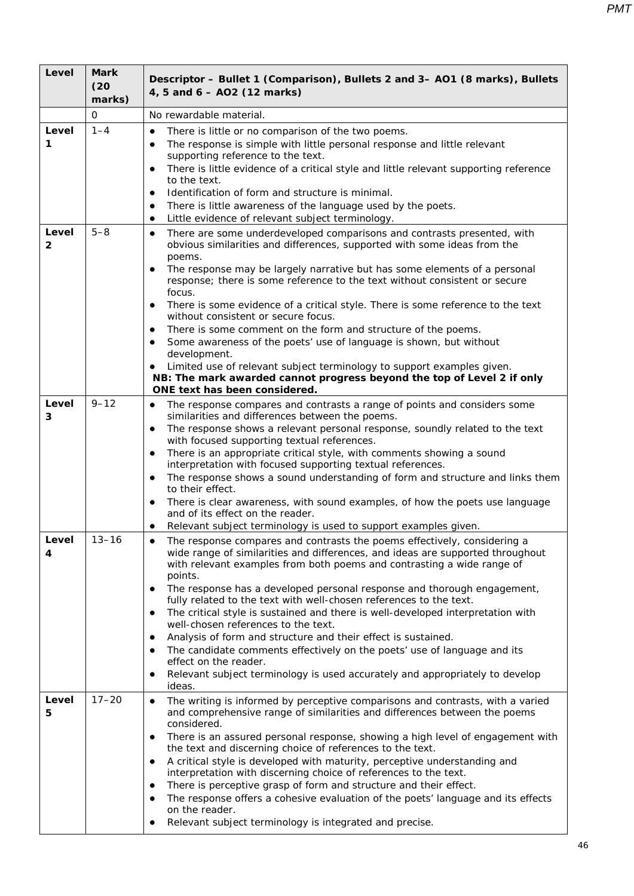| Level | Mark (20 marks) | Descriptor – Bullet 1 (Comparison), Bullets 2 and 3– AO1 (8 marks), Bullets 4, 5 and 6 – AO2 (12 marks) |
|---|---|---|
| | 0 | No rewardable material. |
| **Level 1** | 1–4 | • There is little or no comparison of the two poems.<br>• The response is simple with little personal response and little relevant supporting reference to the text.<br>• There is little evidence of a critical style and little relevant supporting reference to the text.<br>• Identification of form and structure is minimal.<br>• There is little awareness of the language used by the poets.<br>• Little evidence of relevant subject terminology. |
| **Level 2** | 5–8 | • There are some underdeveloped comparisons and contrasts presented, with obvious similarities and differences, supported with some ideas from the poems.<br>• The response may be largely narrative but has some elements of a personal response; there is some reference to the text without consistent or secure focus.<br>• There is some evidence of a critical style. There is some reference to the text without consistent or secure focus.<br>• There is some comment on the form and structure of the poems.<br>• Some awareness of the poets' use of language is shown, but without development.<br>• Limited use of relevant subject terminology to support examples given.<br>**NB: The mark awarded cannot progress beyond the top of Level 2 if only ONE text has been considered.** |
| **Level 3** | 9–12 | • The response compares and contrasts a range of points and considers some similarities and differences between the poems.<br>• The response shows a relevant personal response, soundly related to the text with focused supporting textual references.<br>• There is an appropriate critical style, with comments showing a sound interpretation with focused supporting textual references.<br>• The response shows a sound understanding of form and structure and links them to their effect.<br>• There is clear awareness, with sound examples, of how the poets use language and of its effect on the reader.<br>• Relevant subject terminology is used to support examples given. |
| **Level 4** | 13–16 | • The response compares and contrasts the poems effectively, considering a wide range of similarities and differences, and ideas are supported throughout with relevant examples from both poems and contrasting a wide range of points.<br>• The response has a developed personal response and thorough engagement, fully related to the text with well-chosen references to the text.<br>• The critical style is sustained and there is well-developed interpretation with well-chosen references to the text.<br>• Analysis of form and structure and their effect is sustained.<br>• The candidate comments effectively on the poets' use of language and its effect on the reader.<br>• Relevant subject terminology is used accurately and appropriately to develop ideas. |
| **Level 5** | 17–20 | • The writing is informed by perceptive comparisons and contrasts, with a varied and comprehensive range of similarities and differences between the poems considered.<br>• There is an assured personal response, showing a high level of engagement with the text and discerning choice of references to the text.<br>• A critical style is developed with maturity, perceptive understanding and interpretation with discerning choice of references to the text.<br>• There is perceptive grasp of form and structure and their effect.<br>• The response offers a cohesive evaluation of the poets' language and its effects on the reader.<br>• Relevant subject terminology is integrated and precise. |